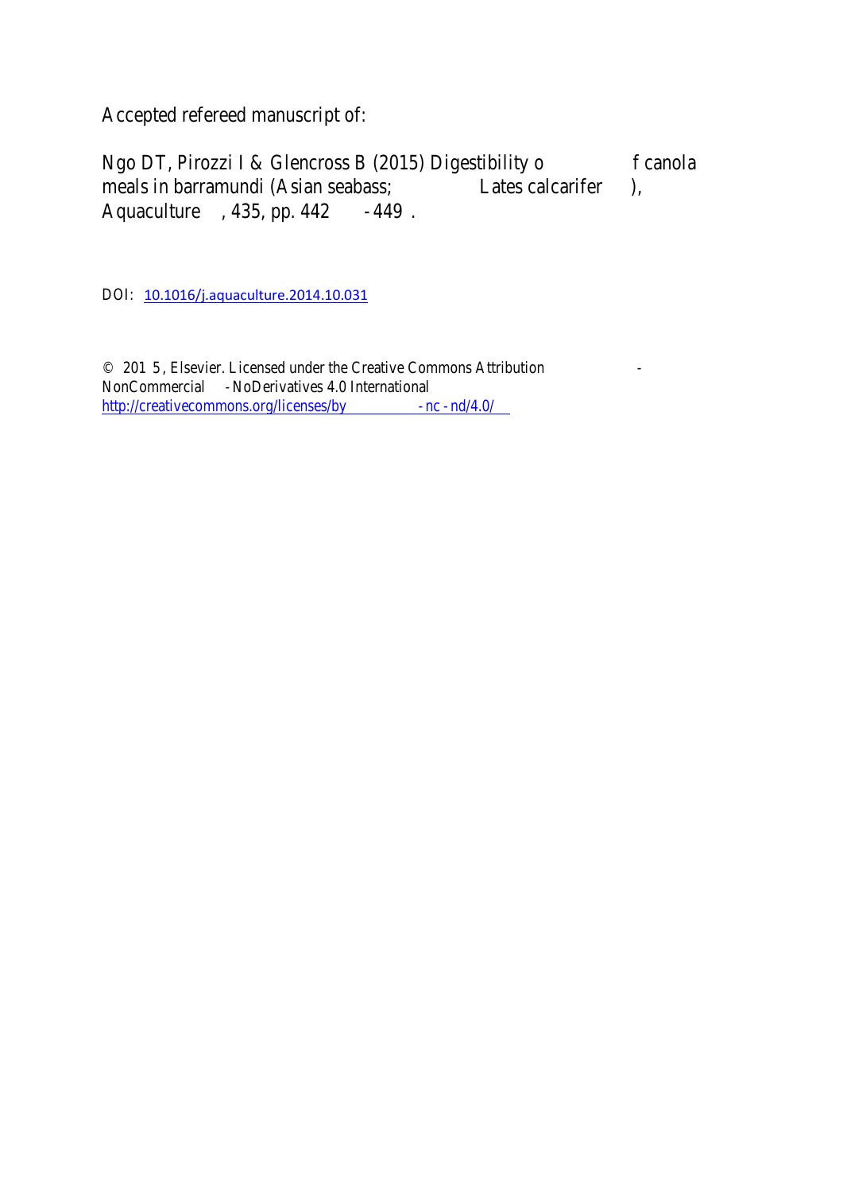Accepted refereed manuscript of:

Ngo DT, Pirozzi I & Glencross B (2015) Digestibility of canola meals in barramundi (Asian seabass; *Lates calcarifer*), *Aquaculture*, 435, pp. 442-449.

DOI: [10.1016/j.aquaculture.2014.10.031](https://doi.org/10.1016/j.aquaculture.2014.10.031)

© 2015, Elsevier. Licensed under the Creative Commons Attribution-NonCommercial-NoDerivatives 4.0 International [http://creativecommons.org/licenses/by-nc-nd/4.0/](http://creativecommons.org/licenses/by-nc-nd/4.0/)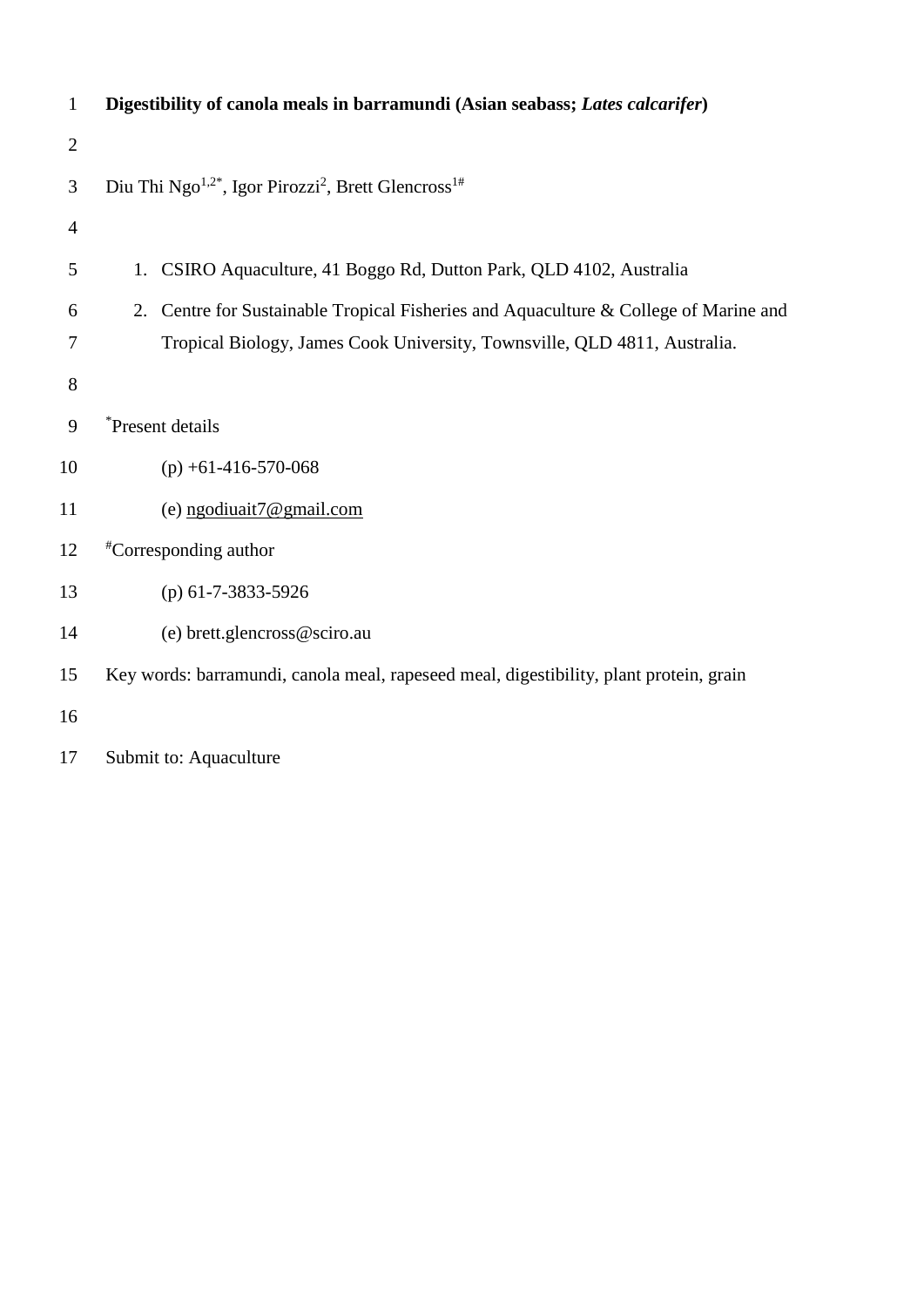**Digestibility of canola meals in barramundi (Asian seabass; *Lates calcarifer*)**

Diu Thi Ngo[1,2*], Igor Pirozzi[2], Brett Glencross[1#]

1. CSIRO Aquaculture, 41 Boggo Rd, Dutton Park, QLD 4102, Australia
2. Centre for Sustainable Tropical Fisheries and Aquaculture & College of Marine and Tropical Biology, James Cook University, Townsville, QLD 4811, Australia.

[*]Present details

(p) +61-416-570-068

(e) ngodiuait7@gmail.com

[#]Corresponding author

(p) 61-7-3833-5926

(e) brett.glencross@sciro.au

Key words: barramundi, canola meal, rapeseed meal, digestibility, plant protein, grain

Submit to: Aquaculture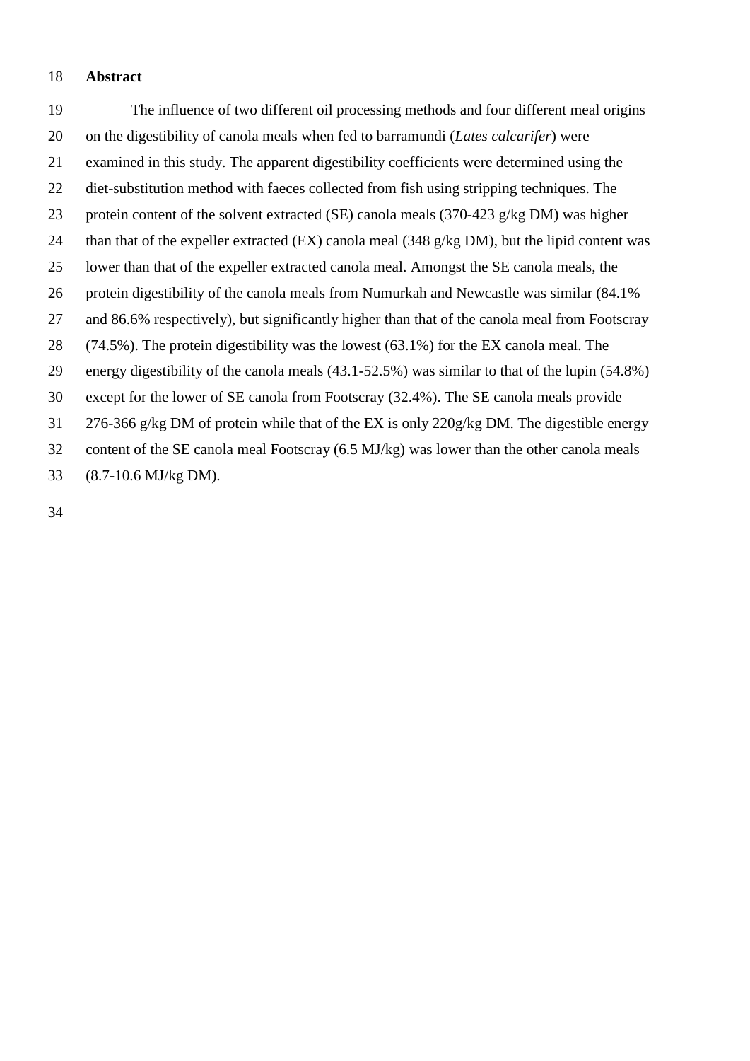## Abstract

The influence of two different oil processing methods and four different meal origins on the digestibility of canola meals when fed to barramundi (*Lates calcarifer*) were examined in this study. The apparent digestibility coefficients were determined using the diet-substitution method with faeces collected from fish using stripping techniques. The protein content of the solvent extracted (SE) canola meals (370-423 g/kg DM) was higher than that of the expeller extracted (EX) canola meal (348 g/kg DM), but the lipid content was lower than that of the expeller extracted canola meal. Amongst the SE canola meals, the protein digestibility of the canola meals from Numurkah and Newcastle was similar (84.1% and 86.6% respectively), but significantly higher than that of the canola meal from Footscray (74.5%). The protein digestibility was the lowest (63.1%) for the EX canola meal. The energy digestibility of the canola meals (43.1-52.5%) was similar to that of the lupin (54.8%) except for the lower of SE canola from Footscray (32.4%). The SE canola meals provide 276-366 g/kg DM of protein while that of the EX is only 220g/kg DM. The digestible energy content of the SE canola meal Footscray (6.5 MJ/kg) was lower than the other canola meals (8.7-10.6 MJ/kg DM).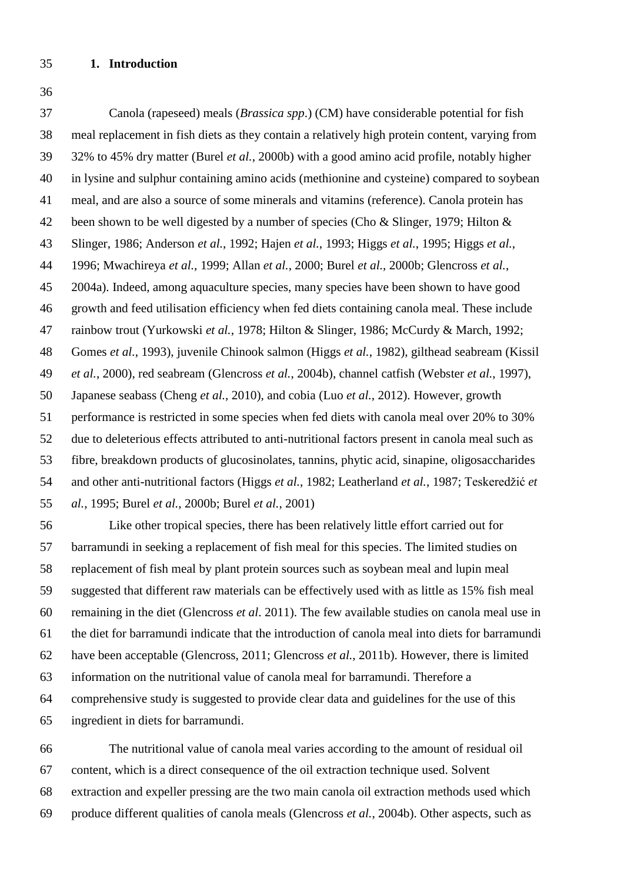## 1. Introduction

Canola (rapeseed) meals (*Brassica spp*.) (CM) have considerable potential for fish meal replacement in fish diets as they contain a relatively high protein content, varying from 32% to 45% dry matter (Burel *et al.*, 2000b) with a good amino acid profile, notably higher in lysine and sulphur containing amino acids (methionine and cysteine) compared to soybean meal, and are also a source of some minerals and vitamins (reference). Canola protein has been shown to be well digested by a number of species (Cho & Slinger, 1979; Hilton & Slinger, 1986; Anderson *et al.*, 1992; Hajen *et al.*, 1993; Higgs *et al.*, 1995; Higgs *et al.*, 1996; Mwachireya *et al.*, 1999; Allan *et al.*, 2000; Burel *et al.*, 2000b; Glencross *et al.*, 2004a). Indeed, among aquaculture species, many species have been shown to have good growth and feed utilisation efficiency when fed diets containing canola meal. These include rainbow trout (Yurkowski *et al.*, 1978; Hilton & Slinger, 1986; McCurdy & March, 1992; Gomes *et al.*, 1993), juvenile Chinook salmon (Higgs *et al.*, 1982), gilthead seabream (Kissil *et al.*, 2000), red seabream (Glencross *et al.*, 2004b), channel catfish (Webster *et al.*, 1997), Japanese seabass (Cheng *et al.*, 2010), and cobia (Luo *et al.*, 2012). However, growth performance is restricted in some species when fed diets with canola meal over 20% to 30% due to deleterious effects attributed to anti-nutritional factors present in canola meal such as fibre, breakdown products of glucosinolates, tannins, phytic acid, sinapine, oligosaccharides and other anti-nutritional factors (Higgs *et al.*, 1982; Leatherland *et al.*, 1987; Teskeredžić *et al.*, 1995; Burel *et al.*, 2000b; Burel *et al.*, 2001)

Like other tropical species, there has been relatively little effort carried out for barramundi in seeking a replacement of fish meal for this species. The limited studies on replacement of fish meal by plant protein sources such as soybean meal and lupin meal suggested that different raw materials can be effectively used with as little as 15% fish meal remaining in the diet (Glencross *et al*. 2011). The few available studies on canola meal use in the diet for barramundi indicate that the introduction of canola meal into diets for barramundi have been acceptable (Glencross, 2011; Glencross *et al.*, 2011b). However, there is limited information on the nutritional value of canola meal for barramundi. Therefore a comprehensive study is suggested to provide clear data and guidelines for the use of this ingredient in diets for barramundi.

The nutritional value of canola meal varies according to the amount of residual oil content, which is a direct consequence of the oil extraction technique used. Solvent extraction and expeller pressing are the two main canola oil extraction methods used which produce different qualities of canola meals (Glencross *et al.*, 2004b). Other aspects, such as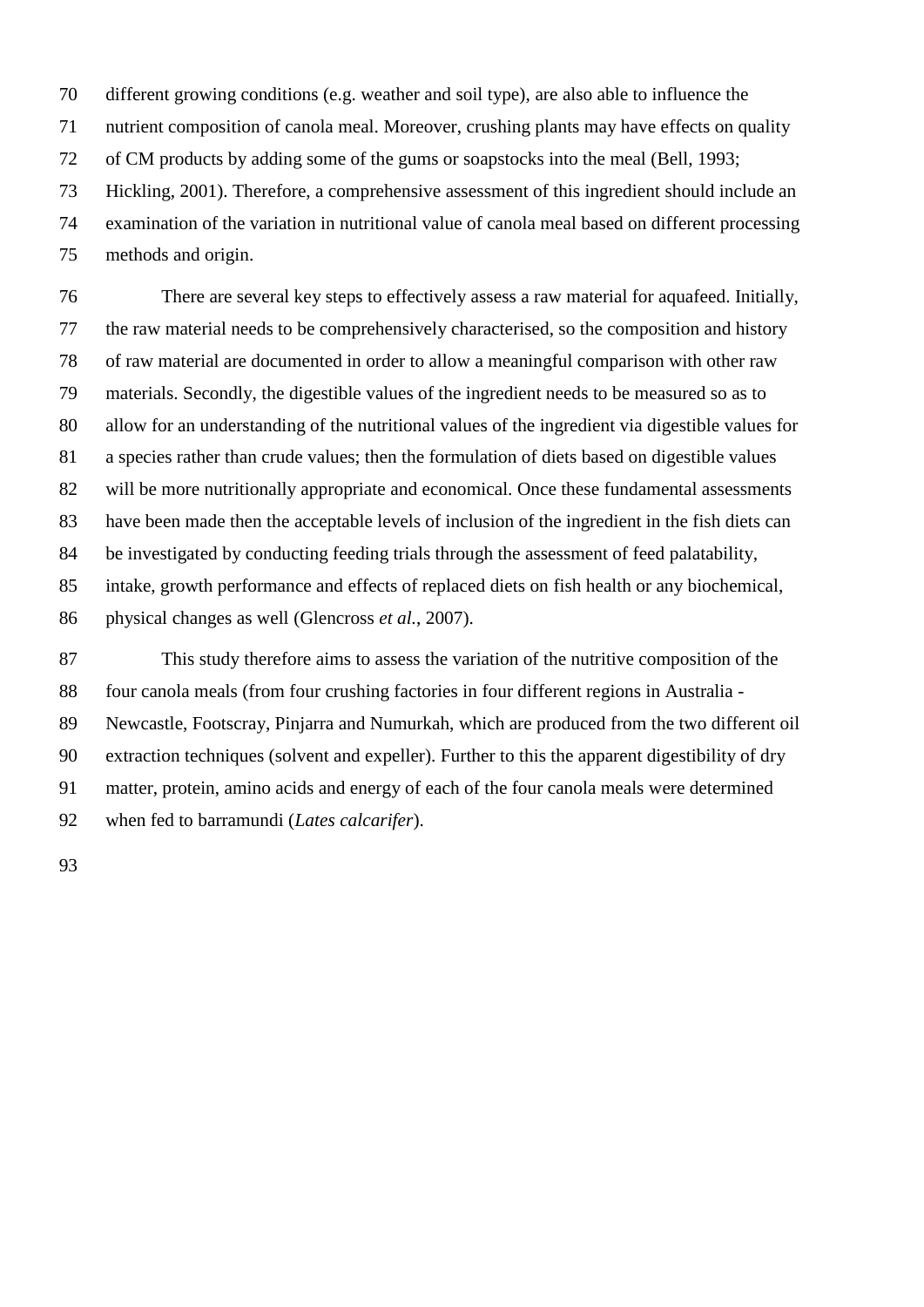different growing conditions (e.g. weather and soil type), are also able to influence the nutrient composition of canola meal. Moreover, crushing plants may have effects on quality of CM products by adding some of the gums or soapstocks into the meal (Bell, 1993; Hickling, 2001). Therefore, a comprehensive assessment of this ingredient should include an examination of the variation in nutritional value of canola meal based on different processing methods and origin.

There are several key steps to effectively assess a raw material for aquafeed. Initially, the raw material needs to be comprehensively characterised, so the composition and history of raw material are documented in order to allow a meaningful comparison with other raw materials. Secondly, the digestible values of the ingredient needs to be measured so as to allow for an understanding of the nutritional values of the ingredient via digestible values for a species rather than crude values; then the formulation of diets based on digestible values will be more nutritionally appropriate and economical. Once these fundamental assessments have been made then the acceptable levels of inclusion of the ingredient in the fish diets can be investigated by conducting feeding trials through the assessment of feed palatability, intake, growth performance and effects of replaced diets on fish health or any biochemical, physical changes as well (Glencross *et al.*, 2007).

This study therefore aims to assess the variation of the nutritive composition of the four canola meals (from four crushing factories in four different regions in Australia - Newcastle, Footscray, Pinjarra and Numurkah, which are produced from the two different oil extraction techniques (solvent and expeller). Further to this the apparent digestibility of dry matter, protein, amino acids and energy of each of the four canola meals were determined when fed to barramundi (*Lates calcarifer*).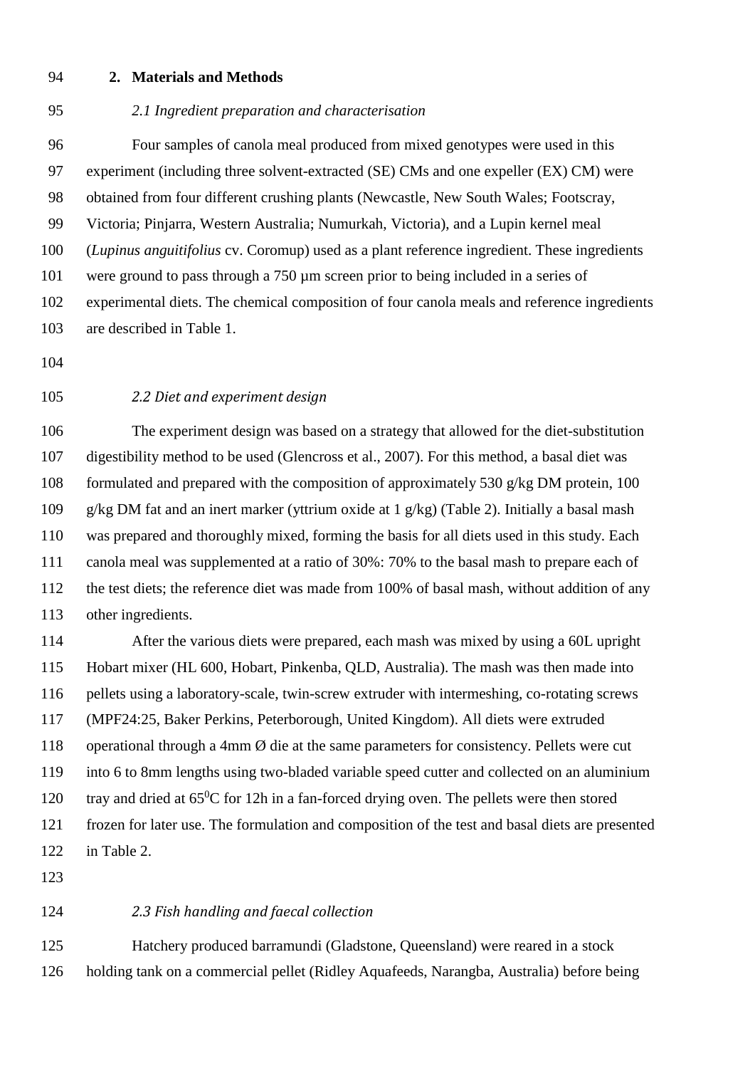## 2. Materials and Methods

### *2.1 Ingredient preparation and characterisation*

Four samples of canola meal produced from mixed genotypes were used in this experiment (including three solvent-extracted (SE) CMs and one expeller (EX) CM) were obtained from four different crushing plants (Newcastle, New South Wales; Footscray, Victoria; Pinjarra, Western Australia; Numurkah, Victoria), and a Lupin kernel meal (*Lupinus anguitifolius* cv. Coromup) used as a plant reference ingredient. These ingredients were ground to pass through a 750 µm screen prior to being included in a series of experimental diets. The chemical composition of four canola meals and reference ingredients are described in Table 1.

### *2.2 Diet and experiment design*

The experiment design was based on a strategy that allowed for the diet-substitution digestibility method to be used (Glencross et al., 2007). For this method, a basal diet was formulated and prepared with the composition of approximately 530 g/kg DM protein, 100 g/kg DM fat and an inert marker (yttrium oxide at 1 g/kg) (Table 2). Initially a basal mash was prepared and thoroughly mixed, forming the basis for all diets used in this study. Each canola meal was supplemented at a ratio of 30%: 70% to the basal mash to prepare each of the test diets; the reference diet was made from 100% of basal mash, without addition of any other ingredients.

After the various diets were prepared, each mash was mixed by using a 60L upright Hobart mixer (HL 600, Hobart, Pinkenba, QLD, Australia). The mash was then made into pellets using a laboratory-scale, twin-screw extruder with intermeshing, co-rotating screws (MPF24:25, Baker Perkins, Peterborough, United Kingdom). All diets were extruded operational through a 4mm Ø die at the same parameters for consistency. Pellets were cut into 6 to 8mm lengths using two-bladed variable speed cutter and collected on an aluminium tray and dried at $65^0$C for 12h in a fan-forced drying oven. The pellets were then stored frozen for later use. The formulation and composition of the test and basal diets are presented in Table 2.

### *2.3 Fish handling and faecal collection*

Hatchery produced barramundi (Gladstone, Queensland) were reared in a stock holding tank on a commercial pellet (Ridley Aquafeeds, Narangba, Australia) before being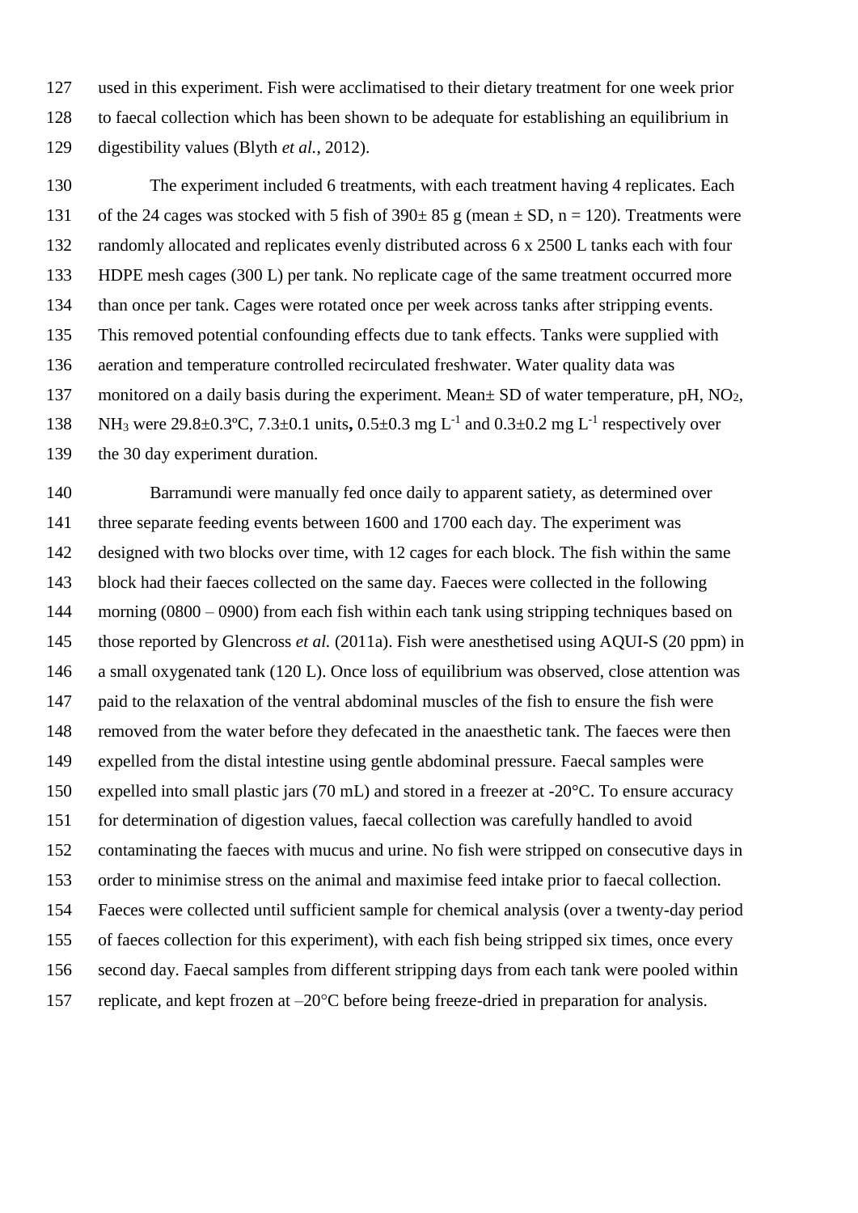used in this experiment. Fish were acclimatised to their dietary treatment for one week prior to faecal collection which has been shown to be adequate for establishing an equilibrium in digestibility values (Blyth *et al.*, 2012).

The experiment included 6 treatments, with each treatment having 4 replicates. Each of the 24 cages was stocked with 5 fish of 390± 85 g (mean ± SD, n = 120). Treatments were randomly allocated and replicates evenly distributed across 6 x 2500 L tanks each with four HDPE mesh cages (300 L) per tank. No replicate cage of the same treatment occurred more than once per tank. Cages were rotated once per week across tanks after stripping events. This removed potential confounding effects due to tank effects. Tanks were supplied with aeration and temperature controlled recirculated freshwater. Water quality data was monitored on a daily basis during the experiment. Mean± SD of water temperature, pH, $NO_2$, $NH_3$ were 29.8±0.3ºC, 7.3±0.1 units**,** 0.5±0.3 mg $L^{-1}$ and 0.3±0.2 mg $L^{-1}$ respectively over the 30 day experiment duration.

Barramundi were manually fed once daily to apparent satiety, as determined over three separate feeding events between 1600 and 1700 each day. The experiment was designed with two blocks over time, with 12 cages for each block. The fish within the same block had their faeces collected on the same day. Faeces were collected in the following morning (0800 – 0900) from each fish within each tank using stripping techniques based on those reported by Glencross *et al.* (2011a). Fish were anesthetised using AQUI-S (20 ppm) in a small oxygenated tank (120 L). Once loss of equilibrium was observed, close attention was paid to the relaxation of the ventral abdominal muscles of the fish to ensure the fish were removed from the water before they defecated in the anaesthetic tank. The faeces were then expelled from the distal intestine using gentle abdominal pressure. Faecal samples were expelled into small plastic jars (70 mL) and stored in a freezer at -20°C. To ensure accuracy for determination of digestion values, faecal collection was carefully handled to avoid contaminating the faeces with mucus and urine. No fish were stripped on consecutive days in order to minimise stress on the animal and maximise feed intake prior to faecal collection. Faeces were collected until sufficient sample for chemical analysis (over a twenty-day period of faeces collection for this experiment), with each fish being stripped six times, once every second day. Faecal samples from different stripping days from each tank were pooled within replicate, and kept frozen at –20°C before being freeze-dried in preparation for analysis.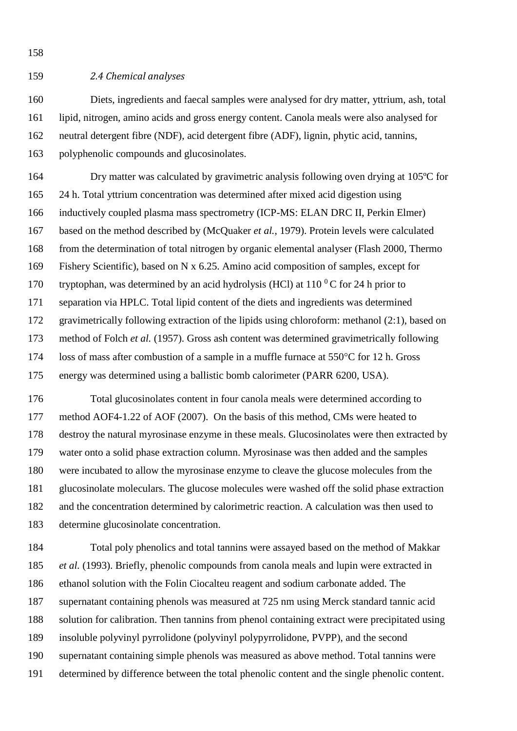*2.4 Chemical analyses*

Diets, ingredients and faecal samples were analysed for dry matter, yttrium, ash, total lipid, nitrogen, amino acids and gross energy content. Canola meals were also analysed for neutral detergent fibre (NDF), acid detergent fibre (ADF), lignin, phytic acid, tannins, polyphenolic compounds and glucosinolates.

Dry matter was calculated by gravimetric analysis following oven drying at 105ºC for 24 h. Total yttrium concentration was determined after mixed acid digestion using inductively coupled plasma mass spectrometry (ICP-MS: ELAN DRC II, Perkin Elmer) based on the method described by (McQuaker *et al.*, 1979). Protein levels were calculated from the determination of total nitrogen by organic elemental analyser (Flash 2000, Thermo Fishery Scientific), based on N x 6.25. Amino acid composition of samples, except for tryptophan, was determined by an acid hydrolysis (HCl) at 110 $^{0}$C for 24 h prior to separation via HPLC. Total lipid content of the diets and ingredients was determined gravimetrically following extraction of the lipids using chloroform: methanol (2:1), based on method of Folch *et al.* (1957). Gross ash content was determined gravimetrically following loss of mass after combustion of a sample in a muffle furnace at 550°C for 12 h. Gross energy was determined using a ballistic bomb calorimeter (PARR 6200, USA).

Total glucosinolates content in four canola meals were determined according to method AOF4-1.22 of AOF (2007). On the basis of this method, CMs were heated to destroy the natural myrosinase enzyme in these meals. Glucosinolates were then extracted by water onto a solid phase extraction column. Myrosinase was then added and the samples were incubated to allow the myrosinase enzyme to cleave the glucose molecules from the glucosinolate moleculars. The glucose molecules were washed off the solid phase extraction and the concentration determined by calorimetric reaction. A calculation was then used to determine glucosinolate concentration.

Total poly phenolics and total tannins were assayed based on the method of Makkar *et al.* (1993). Briefly, phenolic compounds from canola meals and lupin were extracted in ethanol solution with the Folin Ciocalteu reagent and sodium carbonate added. The supernatant containing phenols was measured at 725 nm using Merck standard tannic acid solution for calibration. Then tannins from phenol containing extract were precipitated using insoluble polyvinyl pyrrolidone (polyvinyl polypyrrolidone, PVPP), and the second supernatant containing simple phenols was measured as above method. Total tannins were determined by difference between the total phenolic content and the single phenolic content.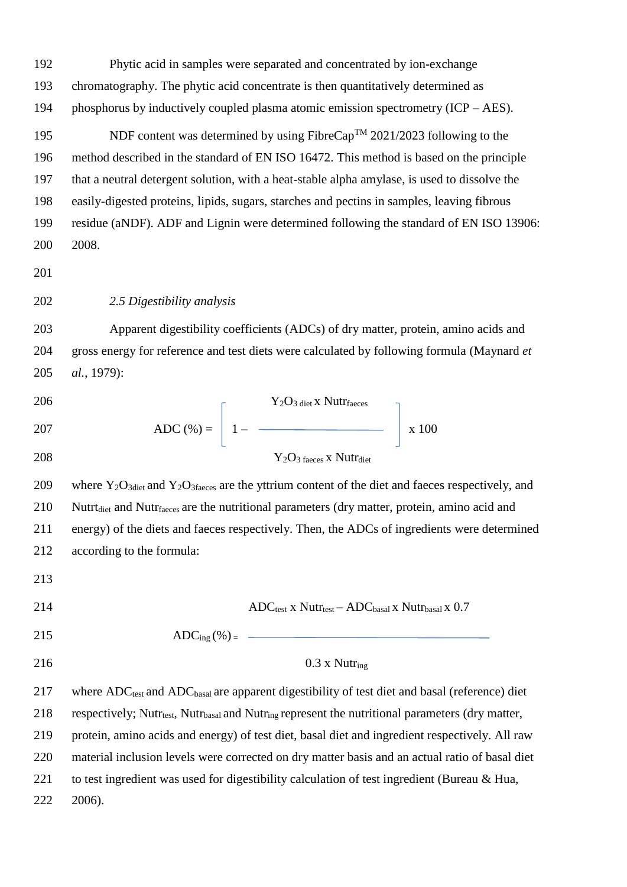Phytic acid in samples were separated and concentrated by ion-exchange chromatography. The phytic acid concentrate is then quantitatively determined as phosphorus by inductively coupled plasma atomic emission spectrometry (ICP – AES).

NDF content was determined by using FibreCap™ 2021/2023 following to the method described in the standard of EN ISO 16472. This method is based on the principle that a neutral detergent solution, with a heat-stable alpha amylase, is used to dissolve the easily-digested proteins, lipids, sugars, starches and pectins in samples, leaving fibrous residue (aNDF). ADF and Lignin were determined following the standard of EN ISO 13906: 2008.

### *2.5 Digestibility analysis*

Apparent digestibility coefficients (ADCs) of dry matter, protein, amino acids and gross energy for reference and test diets were calculated by following formula (Maynard *et al.*, 1979):

$$\text{ADC (\%)} = \left[ 1 - \frac{Y_2O_{3\,diet} \times Nutr_{faeces}}{Y_2O_{3\,faeces} \times Nutr_{diet}} \right] \times 100$$

where $Y_2O_{3diet}$ and $Y_2O_{3faeces}$ are the yttrium content of the diet and faeces respectively, and $Nutrt_{diet}$ and $Nutr_{faeces}$ are the nutritional parameters (dry matter, protein, amino acid and energy) of the diets and faeces respectively. Then, the ADCs of ingredients were determined according to the formula:

$$ADC_{ing}\,(\%) = \frac{ADC_{test} \times Nutr_{test} - ADC_{basal} \times Nutr_{basal} \times 0.7}{0.3 \times Nutr_{ing}}$$

where $ADC_{test}$ and $ADC_{basal}$ are apparent digestibility of test diet and basal (reference) diet respectively; $Nutr_{test}$, $Nutr_{basal}$ and $Nutr_{ing}$ represent the nutritional parameters (dry matter, protein, amino acids and energy) of test diet, basal diet and ingredient respectively. All raw material inclusion levels were corrected on dry matter basis and an actual ratio of basal diet to test ingredient was used for digestibility calculation of test ingredient (Bureau & Hua, 2006).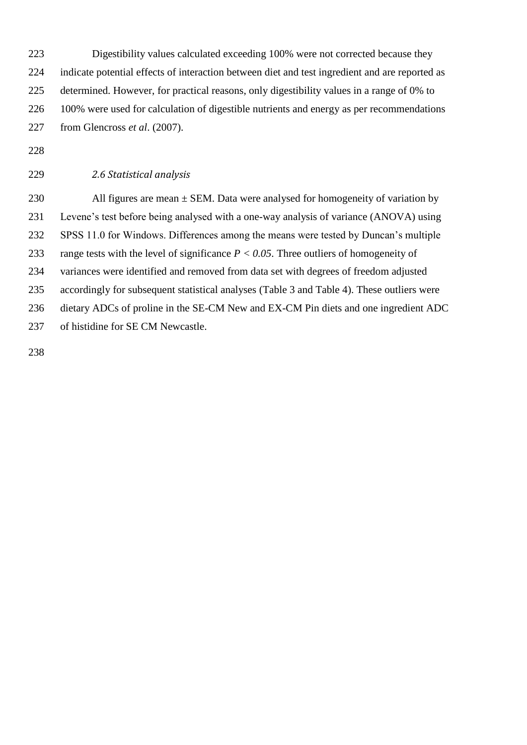Digestibility values calculated exceeding 100% were not corrected because they indicate potential effects of interaction between diet and test ingredient and are reported as determined. However, for practical reasons, only digestibility values in a range of 0% to 100% were used for calculation of digestible nutrients and energy as per recommendations from Glencross *et al*. (2007).

### *2.6 Statistical analysis*

All figures are mean ± SEM. Data were analysed for homogeneity of variation by Levene's test before being analysed with a one-way analysis of variance (ANOVA) using SPSS 11.0 for Windows. Differences among the means were tested by Duncan's multiple range tests with the level of significance $P < 0.05$. Three outliers of homogeneity of variances were identified and removed from data set with degrees of freedom adjusted accordingly for subsequent statistical analyses (Table 3 and Table 4). These outliers were dietary ADCs of proline in the SE-CM New and EX-CM Pin diets and one ingredient ADC of histidine for SE CM Newcastle.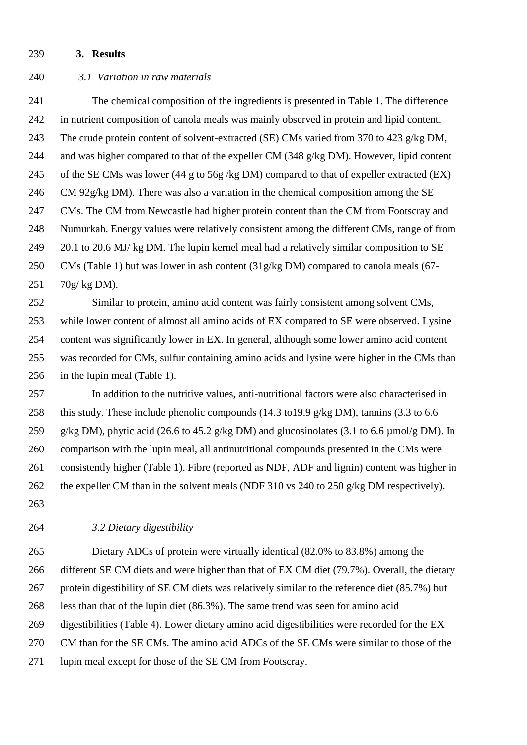## 3. Results

### *3.1 Variation in raw materials*

The chemical composition of the ingredients is presented in Table 1. The difference in nutrient composition of canola meals was mainly observed in protein and lipid content. The crude protein content of solvent-extracted (SE) CMs varied from 370 to 423 g/kg DM, and was higher compared to that of the expeller CM (348 g/kg DM). However, lipid content of the SE CMs was lower (44 g to 56g /kg DM) compared to that of expeller extracted (EX) CM 92g/kg DM). There was also a variation in the chemical composition among the SE CMs. The CM from Newcastle had higher protein content than the CM from Footscray and Numurkah. Energy values were relatively consistent among the different CMs, range of from 20.1 to 20.6 MJ/ kg DM. The lupin kernel meal had a relatively similar composition to SE CMs (Table 1) but was lower in ash content (31g/kg DM) compared to canola meals (67-70g/ kg DM).

Similar to protein, amino acid content was fairly consistent among solvent CMs, while lower content of almost all amino acids of EX compared to SE were observed. Lysine content was significantly lower in EX. In general, although some lower amino acid content was recorded for CMs, sulfur containing amino acids and lysine were higher in the CMs than in the lupin meal (Table 1).

In addition to the nutritive values, anti-nutritional factors were also characterised in this study. These include phenolic compounds (14.3 to19.9 g/kg DM), tannins (3.3 to 6.6 g/kg DM), phytic acid (26.6 to 45.2 g/kg DM) and glucosinolates (3.1 to 6.6 µmol/g DM). In comparison with the lupin meal, all antinutritional compounds presented in the CMs were consistently higher (Table 1). Fibre (reported as NDF, ADF and lignin) content was higher in the expeller CM than in the solvent meals (NDF 310 vs 240 to 250 g/kg DM respectively).

### *3.2 Dietary digestibility*

Dietary ADCs of protein were virtually identical (82.0% to 83.8%) among the different SE CM diets and were higher than that of EX CM diet (79.7%). Overall, the dietary protein digestibility of SE CM diets was relatively similar to the reference diet (85.7%) but less than that of the lupin diet (86.3%). The same trend was seen for amino acid digestibilities (Table 4). Lower dietary amino acid digestibilities were recorded for the EX CM than for the SE CMs. The amino acid ADCs of the SE CMs were similar to those of the lupin meal except for those of the SE CM from Footscray.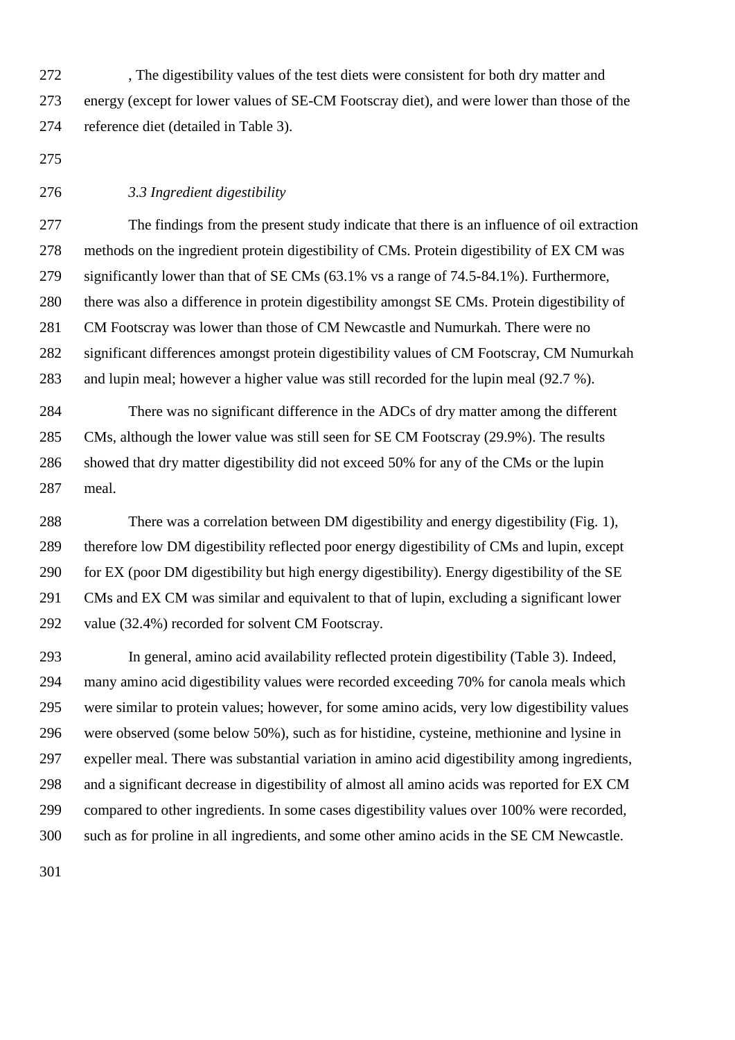, The digestibility values of the test diets were consistent for both dry matter and energy (except for lower values of SE-CM Footscray diet), and were lower than those of the reference diet (detailed in Table 3).

### *3.3 Ingredient digestibility*

The findings from the present study indicate that there is an influence of oil extraction methods on the ingredient protein digestibility of CMs. Protein digestibility of EX CM was significantly lower than that of SE CMs (63.1% vs a range of 74.5-84.1%). Furthermore, there was also a difference in protein digestibility amongst SE CMs. Protein digestibility of CM Footscray was lower than those of CM Newcastle and Numurkah. There were no significant differences amongst protein digestibility values of CM Footscray, CM Numurkah and lupin meal; however a higher value was still recorded for the lupin meal (92.7 %).

There was no significant difference in the ADCs of dry matter among the different CMs, although the lower value was still seen for SE CM Footscray (29.9%). The results showed that dry matter digestibility did not exceed 50% for any of the CMs or the lupin meal.

There was a correlation between DM digestibility and energy digestibility (Fig. 1), therefore low DM digestibility reflected poor energy digestibility of CMs and lupin, except for EX (poor DM digestibility but high energy digestibility). Energy digestibility of the SE CMs and EX CM was similar and equivalent to that of lupin, excluding a significant lower value (32.4%) recorded for solvent CM Footscray.

In general, amino acid availability reflected protein digestibility (Table 3). Indeed, many amino acid digestibility values were recorded exceeding 70% for canola meals which were similar to protein values; however, for some amino acids, very low digestibility values were observed (some below 50%), such as for histidine, cysteine, methionine and lysine in expeller meal. There was substantial variation in amino acid digestibility among ingredients, and a significant decrease in digestibility of almost all amino acids was reported for EX CM compared to other ingredients. In some cases digestibility values over 100% were recorded, such as for proline in all ingredients, and some other amino acids in the SE CM Newcastle.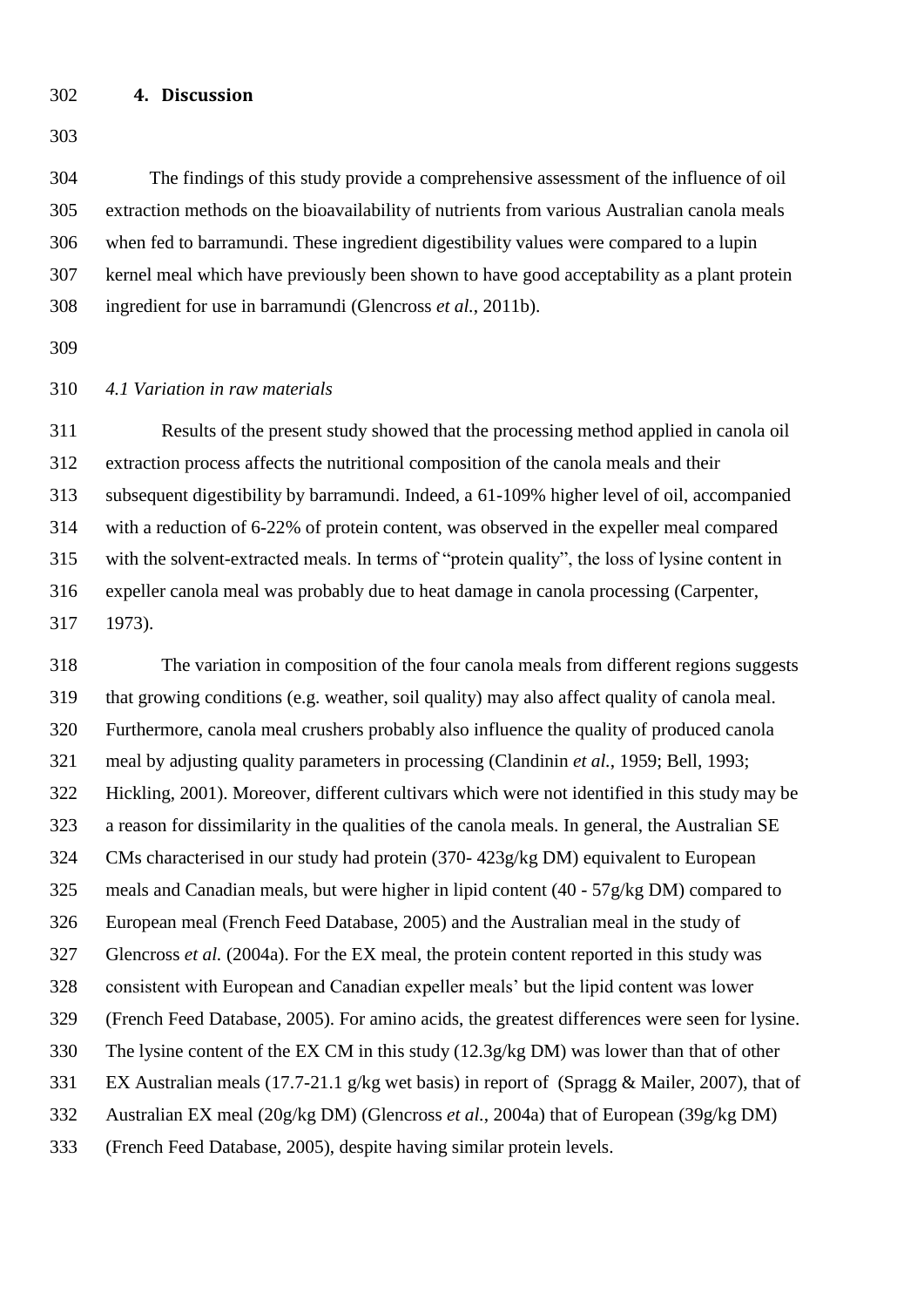## 4. Discussion

The findings of this study provide a comprehensive assessment of the influence of oil extraction methods on the bioavailability of nutrients from various Australian canola meals when fed to barramundi. These ingredient digestibility values were compared to a lupin kernel meal which have previously been shown to have good acceptability as a plant protein ingredient for use in barramundi (Glencross *et al.*, 2011b).

### *4.1 Variation in raw materials*

Results of the present study showed that the processing method applied in canola oil extraction process affects the nutritional composition of the canola meals and their subsequent digestibility by barramundi. Indeed, a 61-109% higher level of oil, accompanied with a reduction of 6-22% of protein content, was observed in the expeller meal compared with the solvent-extracted meals. In terms of "protein quality", the loss of lysine content in expeller canola meal was probably due to heat damage in canola processing (Carpenter, 1973).

The variation in composition of the four canola meals from different regions suggests that growing conditions (e.g. weather, soil quality) may also affect quality of canola meal. Furthermore, canola meal crushers probably also influence the quality of produced canola meal by adjusting quality parameters in processing (Clandinin *et al.*, 1959; Bell, 1993; Hickling, 2001). Moreover, different cultivars which were not identified in this study may be a reason for dissimilarity in the qualities of the canola meals. In general, the Australian SE CMs characterised in our study had protein (370- 423g/kg DM) equivalent to European meals and Canadian meals, but were higher in lipid content (40 - 57g/kg DM) compared to European meal (French Feed Database, 2005) and the Australian meal in the study of Glencross *et al.* (2004a). For the EX meal, the protein content reported in this study was consistent with European and Canadian expeller meals' but the lipid content was lower (French Feed Database, 2005). For amino acids, the greatest differences were seen for lysine. The lysine content of the EX CM in this study (12.3g/kg DM) was lower than that of other EX Australian meals (17.7-21.1 g/kg wet basis) in report of (Spragg & Mailer, 2007), that of Australian EX meal (20g/kg DM) (Glencross *et al.*, 2004a) that of European (39g/kg DM) (French Feed Database, 2005), despite having similar protein levels.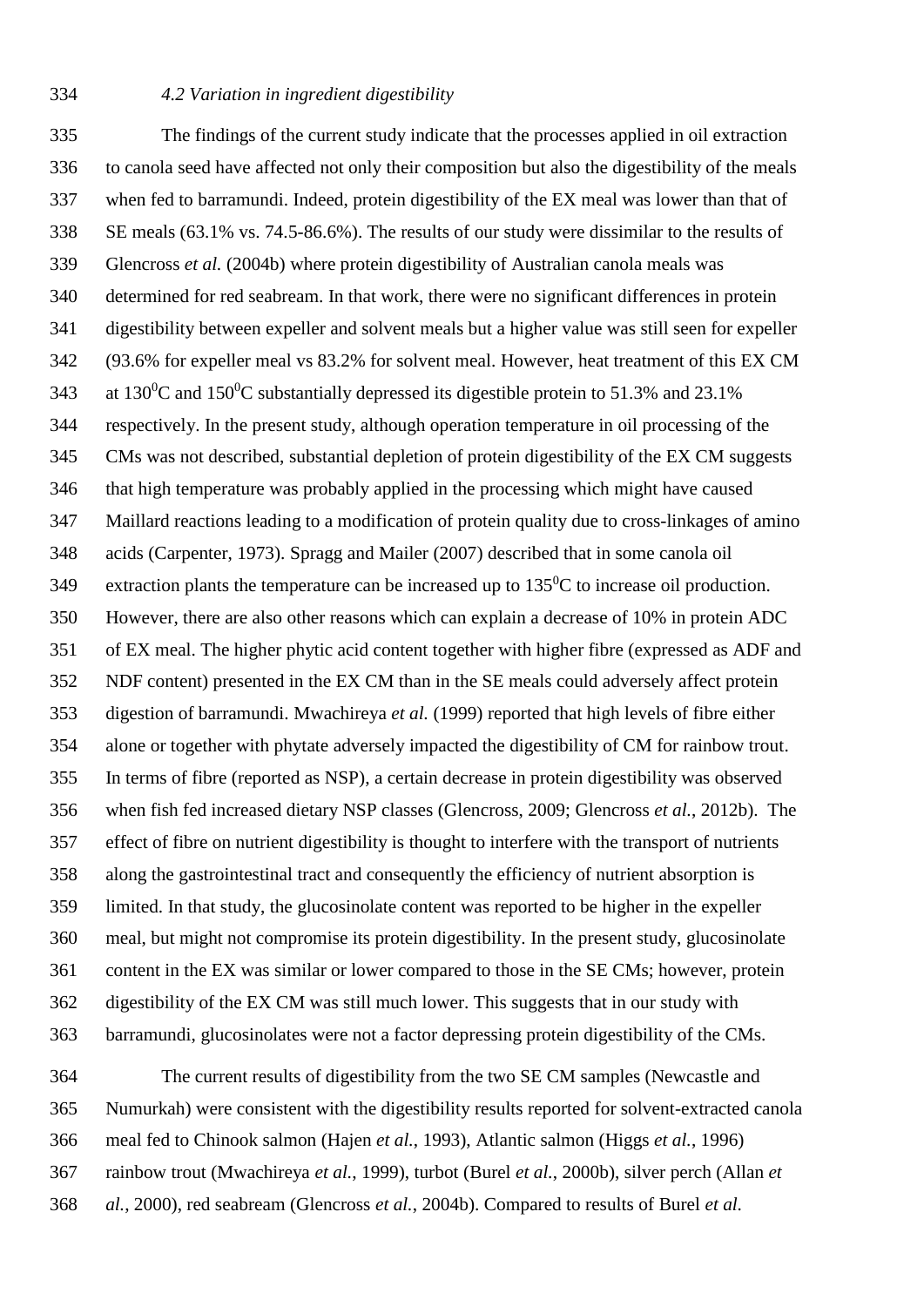### *4.2 Variation in ingredient digestibility*

The findings of the current study indicate that the processes applied in oil extraction to canola seed have affected not only their composition but also the digestibility of the meals when fed to barramundi. Indeed, protein digestibility of the EX meal was lower than that of SE meals (63.1% vs. 74.5-86.6%). The results of our study were dissimilar to the results of Glencross *et al.* (2004b) where protein digestibility of Australian canola meals was determined for red seabream. In that work, there were no significant differences in protein digestibility between expeller and solvent meals but a higher value was still seen for expeller (93.6% for expeller meal vs 83.2% for solvent meal. However, heat treatment of this EX CM at 130$^0$C and 150$^0$C substantially depressed its digestible protein to 51.3% and 23.1% respectively. In the present study, although operation temperature in oil processing of the CMs was not described, substantial depletion of protein digestibility of the EX CM suggests that high temperature was probably applied in the processing which might have caused Maillard reactions leading to a modification of protein quality due to cross-linkages of amino acids (Carpenter, 1973). Spragg and Mailer (2007) described that in some canola oil extraction plants the temperature can be increased up to 135$^0$C to increase oil production. However, there are also other reasons which can explain a decrease of 10% in protein ADC of EX meal. The higher phytic acid content together with higher fibre (expressed as ADF and NDF content) presented in the EX CM than in the SE meals could adversely affect protein digestion of barramundi. Mwachireya *et al.* (1999) reported that high levels of fibre either alone or together with phytate adversely impacted the digestibility of CM for rainbow trout. In terms of fibre (reported as NSP), a certain decrease in protein digestibility was observed when fish fed increased dietary NSP classes (Glencross, 2009; Glencross *et al.*, 2012b). The effect of fibre on nutrient digestibility is thought to interfere with the transport of nutrients along the gastrointestinal tract and consequently the efficiency of nutrient absorption is limited. In that study, the glucosinolate content was reported to be higher in the expeller meal, but might not compromise its protein digestibility. In the present study, glucosinolate content in the EX was similar or lower compared to those in the SE CMs; however, protein digestibility of the EX CM was still much lower. This suggests that in our study with barramundi, glucosinolates were not a factor depressing protein digestibility of the CMs.

The current results of digestibility from the two SE CM samples (Newcastle and Numurkah) were consistent with the digestibility results reported for solvent-extracted canola meal fed to Chinook salmon (Hajen *et al.*, 1993), Atlantic salmon (Higgs *et al.*, 1996) rainbow trout (Mwachireya *et al.*, 1999), turbot (Burel *et al.*, 2000b), silver perch (Allan *et al.*, 2000), red seabream (Glencross *et al.*, 2004b). Compared to results of Burel *et al.*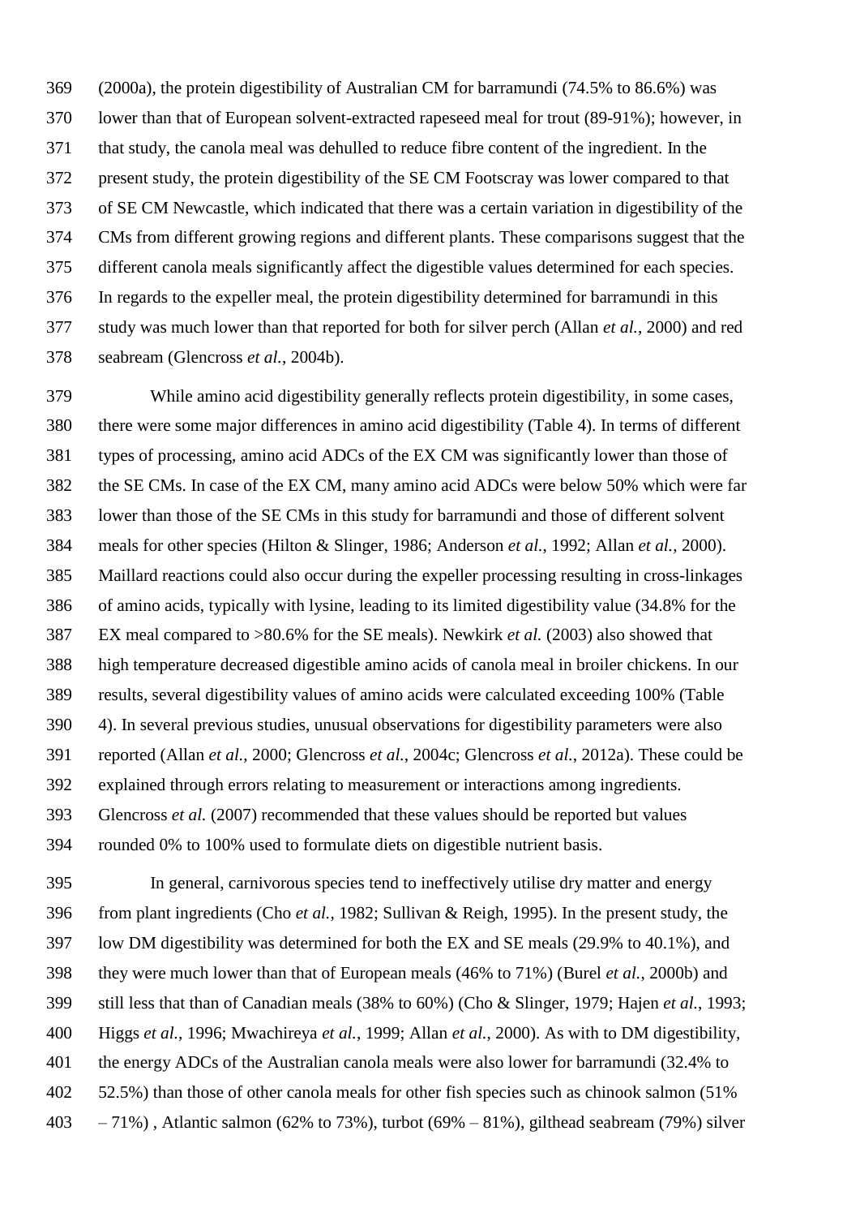(2000a), the protein digestibility of Australian CM for barramundi (74.5% to 86.6%) was lower than that of European solvent-extracted rapeseed meal for trout (89-91%); however, in that study, the canola meal was dehulled to reduce fibre content of the ingredient. In the present study, the protein digestibility of the SE CM Footscray was lower compared to that of SE CM Newcastle, which indicated that there was a certain variation in digestibility of the CMs from different growing regions and different plants. These comparisons suggest that the different canola meals significantly affect the digestible values determined for each species. In regards to the expeller meal, the protein digestibility determined for barramundi in this study was much lower than that reported for both for silver perch (Allan *et al.*, 2000) and red seabream (Glencross *et al.*, 2004b).

While amino acid digestibility generally reflects protein digestibility, in some cases, there were some major differences in amino acid digestibility (Table 4). In terms of different types of processing, amino acid ADCs of the EX CM was significantly lower than those of the SE CMs. In case of the EX CM, many amino acid ADCs were below 50% which were far lower than those of the SE CMs in this study for barramundi and those of different solvent meals for other species (Hilton & Slinger, 1986; Anderson *et al.*, 1992; Allan *et al.*, 2000). Maillard reactions could also occur during the expeller processing resulting in cross-linkages of amino acids, typically with lysine, leading to its limited digestibility value (34.8% for the EX meal compared to >80.6% for the SE meals). Newkirk *et al.* (2003) also showed that high temperature decreased digestible amino acids of canola meal in broiler chickens. In our results, several digestibility values of amino acids were calculated exceeding 100% (Table 4). In several previous studies, unusual observations for digestibility parameters were also reported (Allan *et al.*, 2000; Glencross *et al.*, 2004c; Glencross *et al.*, 2012a). These could be explained through errors relating to measurement or interactions among ingredients. Glencross *et al.* (2007) recommended that these values should be reported but values rounded 0% to 100% used to formulate diets on digestible nutrient basis.

In general, carnivorous species tend to ineffectively utilise dry matter and energy from plant ingredients (Cho *et al.*, 1982; Sullivan & Reigh, 1995). In the present study, the low DM digestibility was determined for both the EX and SE meals (29.9% to 40.1%), and they were much lower than that of European meals (46% to 71%) (Burel *et al.*, 2000b) and still less that than of Canadian meals (38% to 60%) (Cho & Slinger, 1979; Hajen *et al.*, 1993; Higgs *et al.*, 1996; Mwachireya *et al.*, 1999; Allan *et al.*, 2000). As with to DM digestibility, the energy ADCs of the Australian canola meals were also lower for barramundi (32.4% to 52.5%) than those of other canola meals for other fish species such as chinook salmon (51% – 71%) , Atlantic salmon (62% to 73%), turbot (69% – 81%), gilthead seabream (79%) silver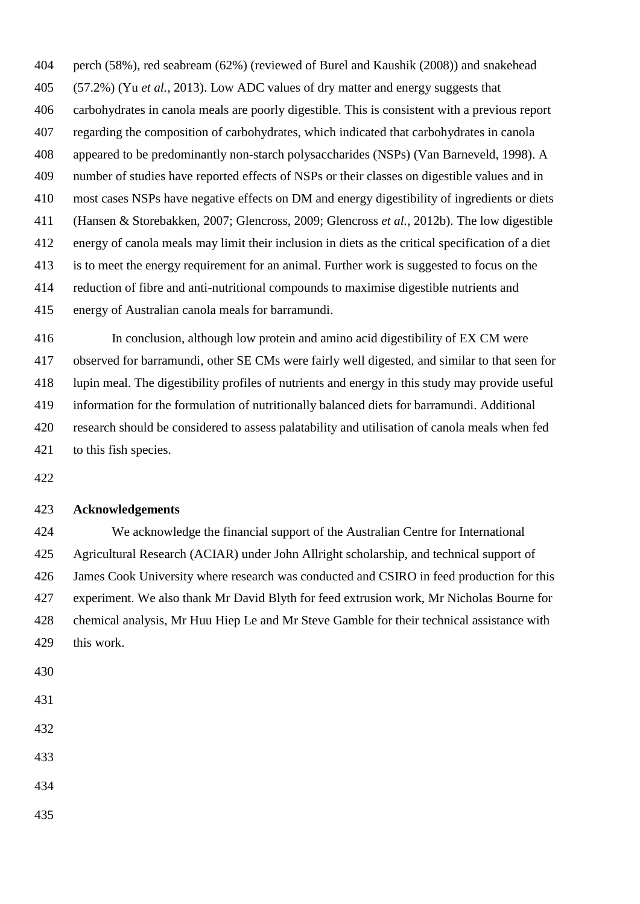perch (58%), red seabream (62%) (reviewed of Burel and Kaushik (2008)) and snakehead (57.2%) (Yu *et al.*, 2013). Low ADC values of dry matter and energy suggests that carbohydrates in canola meals are poorly digestible. This is consistent with a previous report regarding the composition of carbohydrates, which indicated that carbohydrates in canola appeared to be predominantly non-starch polysaccharides (NSPs) (Van Barneveld, 1998). A number of studies have reported effects of NSPs or their classes on digestible values and in most cases NSPs have negative effects on DM and energy digestibility of ingredients or diets (Hansen & Storebakken, 2007; Glencross, 2009; Glencross *et al.*, 2012b). The low digestible energy of canola meals may limit their inclusion in diets as the critical specification of a diet is to meet the energy requirement for an animal. Further work is suggested to focus on the reduction of fibre and anti-nutritional compounds to maximise digestible nutrients and energy of Australian canola meals for barramundi.

In conclusion, although low protein and amino acid digestibility of EX CM were observed for barramundi, other SE CMs were fairly well digested, and similar to that seen for lupin meal. The digestibility profiles of nutrients and energy in this study may provide useful information for the formulation of nutritionally balanced diets for barramundi. Additional research should be considered to assess palatability and utilisation of canola meals when fed to this fish species.

## Acknowledgements

We acknowledge the financial support of the Australian Centre for International Agricultural Research (ACIAR) under John Allright scholarship, and technical support of James Cook University where research was conducted and CSIRO in feed production for this experiment. We also thank Mr David Blyth for feed extrusion work, Mr Nicholas Bourne for chemical analysis, Mr Huu Hiep Le and Mr Steve Gamble for their technical assistance with this work.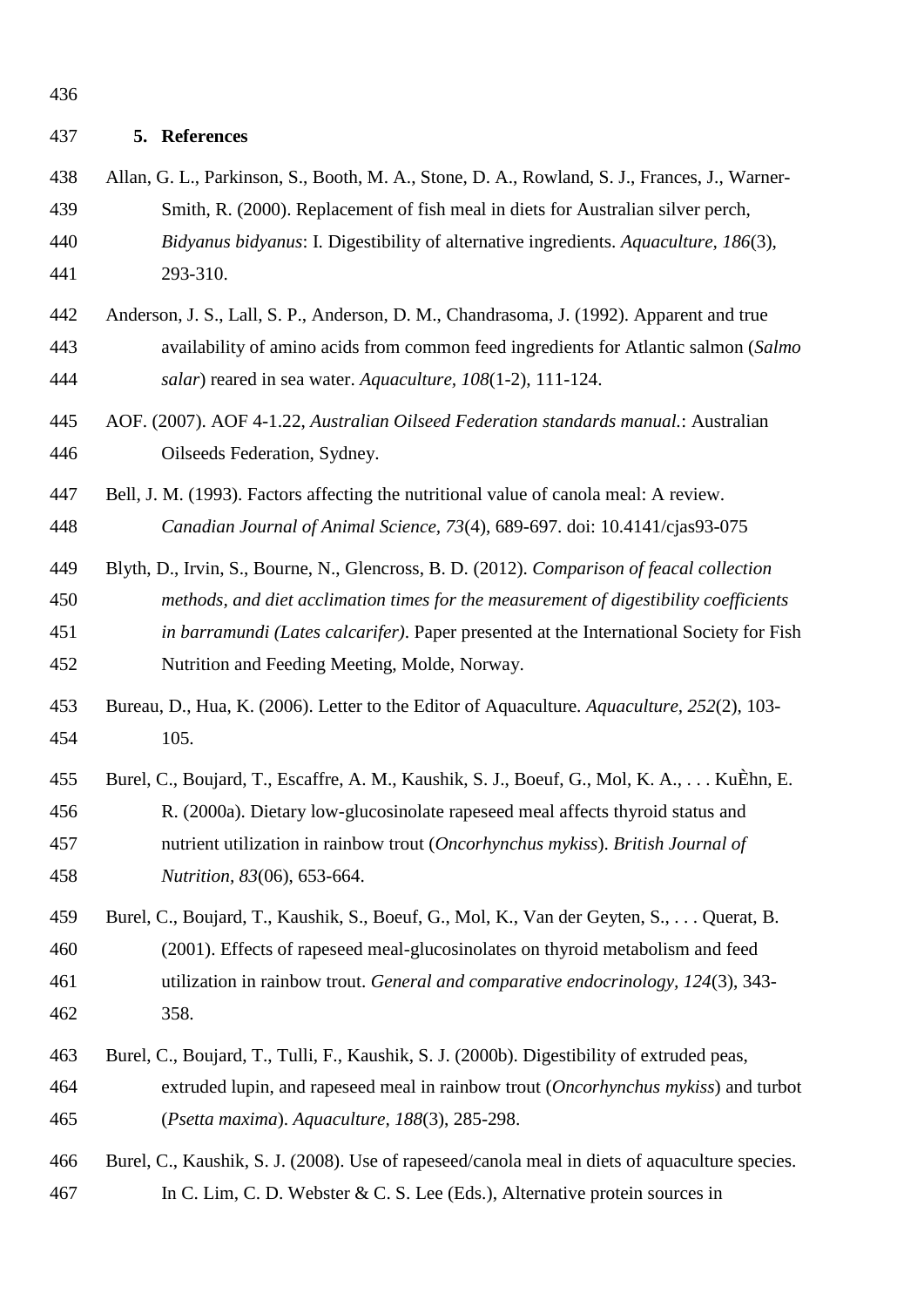## 5. References

Allan, G. L., Parkinson, S., Booth, M. A., Stone, D. A., Rowland, S. J., Frances, J., Warner-Smith, R. (2000). Replacement of fish meal in diets for Australian silver perch, *Bidyanus bidyanus*: I. Digestibility of alternative ingredients. *Aquaculture, 186*(3), 293-310.

Anderson, J. S., Lall, S. P., Anderson, D. M., Chandrasoma, J. (1992). Apparent and true availability of amino acids from common feed ingredients for Atlantic salmon (*Salmo salar*) reared in sea water. *Aquaculture, 108*(1-2), 111-124.

AOF. (2007). AOF 4-1.22, *Australian Oilseed Federation standards manual.*: Australian Oilseeds Federation, Sydney.

Bell, J. M. (1993). Factors affecting the nutritional value of canola meal: A review. *Canadian Journal of Animal Science, 73*(4), 689-697. doi: 10.4141/cjas93-075

Blyth, D., Irvin, S., Bourne, N., Glencross, B. D. (2012). *Comparison of feacal collection methods, and diet acclimation times for the measurement of digestibility coefficients in barramundi (Lates calcarifer)*. Paper presented at the International Society for Fish Nutrition and Feeding Meeting, Molde, Norway.

Bureau, D., Hua, K. (2006). Letter to the Editor of Aquaculture. *Aquaculture, 252*(2), 103-105.

Burel, C., Boujard, T., Escaffre, A. M., Kaushik, S. J., Boeuf, G., Mol, K. A., . . . KuÈhn, E. R. (2000a). Dietary low-glucosinolate rapeseed meal affects thyroid status and nutrient utilization in rainbow trout (*Oncorhynchus mykiss*). *British Journal of Nutrition, 83*(06), 653-664.

Burel, C., Boujard, T., Kaushik, S., Boeuf, G., Mol, K., Van der Geyten, S., . . . Querat, B. (2001). Effects of rapeseed meal-glucosinolates on thyroid metabolism and feed utilization in rainbow trout. *General and comparative endocrinology, 124*(3), 343-358.

Burel, C., Boujard, T., Tulli, F., Kaushik, S. J. (2000b). Digestibility of extruded peas, extruded lupin, and rapeseed meal in rainbow trout (*Oncorhynchus mykiss*) and turbot (*Psetta maxima*). *Aquaculture, 188*(3), 285-298.

Burel, C., Kaushik, S. J. (2008). Use of rapeseed/canola meal in diets of aquaculture species. In C. Lim, C. D. Webster & C. S. Lee (Eds.), Alternative protein sources in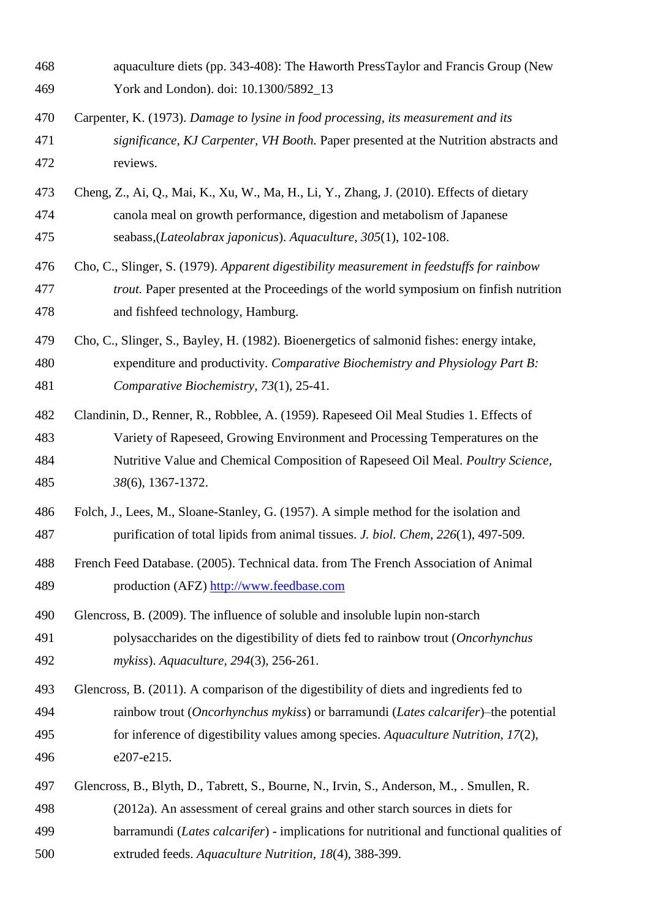aquaculture diets (pp. 343-408): The Haworth PressTaylor and Francis Group (New York and London). doi: 10.1300/5892_13

Carpenter, K. (1973). *Damage to lysine in food processing, its measurement and its significance, KJ Carpenter, VH Booth.* Paper presented at the Nutrition abstracts and reviews.

Cheng, Z., Ai, Q., Mai, K., Xu, W., Ma, H., Li, Y., Zhang, J. (2010). Effects of dietary canola meal on growth performance, digestion and metabolism of Japanese seabass,(*Lateolabrax japonicus*). *Aquaculture, 305*(1), 102-108.

Cho, C., Slinger, S. (1979). *Apparent digestibility measurement in feedstuffs for rainbow trout.* Paper presented at the Proceedings of the world symposium on finfish nutrition and fishfeed technology, Hamburg.

Cho, C., Slinger, S., Bayley, H. (1982). Bioenergetics of salmonid fishes: energy intake, expenditure and productivity. *Comparative Biochemistry and Physiology Part B: Comparative Biochemistry, 73*(1), 25-41.

Clandinin, D., Renner, R., Robblee, A. (1959). Rapeseed Oil Meal Studies 1. Effects of Variety of Rapeseed, Growing Environment and Processing Temperatures on the Nutritive Value and Chemical Composition of Rapeseed Oil Meal. *Poultry Science, 38*(6), 1367-1372.

Folch, J., Lees, M., Sloane-Stanley, G. (1957). A simple method for the isolation and purification of total lipids from animal tissues. *J. biol. Chem, 226*(1), 497-509.

French Feed Database. (2005). Technical data. from The French Association of Animal production (AFZ) http://www.feedbase.com

Glencross, B. (2009). The influence of soluble and insoluble lupin non-starch polysaccharides on the digestibility of diets fed to rainbow trout (*Oncorhynchus mykiss*). *Aquaculture, 294*(3), 256-261.

Glencross, B. (2011). A comparison of the digestibility of diets and ingredients fed to rainbow trout (*Oncorhynchus mykiss*) or barramundi (*Lates calcarifer*)–the potential for inference of digestibility values among species. *Aquaculture Nutrition, 17*(2), e207-e215.

Glencross, B., Blyth, D., Tabrett, S., Bourne, N., Irvin, S., Anderson, M., . Smullen, R. (2012a). An assessment of cereal grains and other starch sources in diets for barramundi (*Lates calcarifer*) - implications for nutritional and functional qualities of extruded feeds. *Aquaculture Nutrition, 18*(4), 388-399.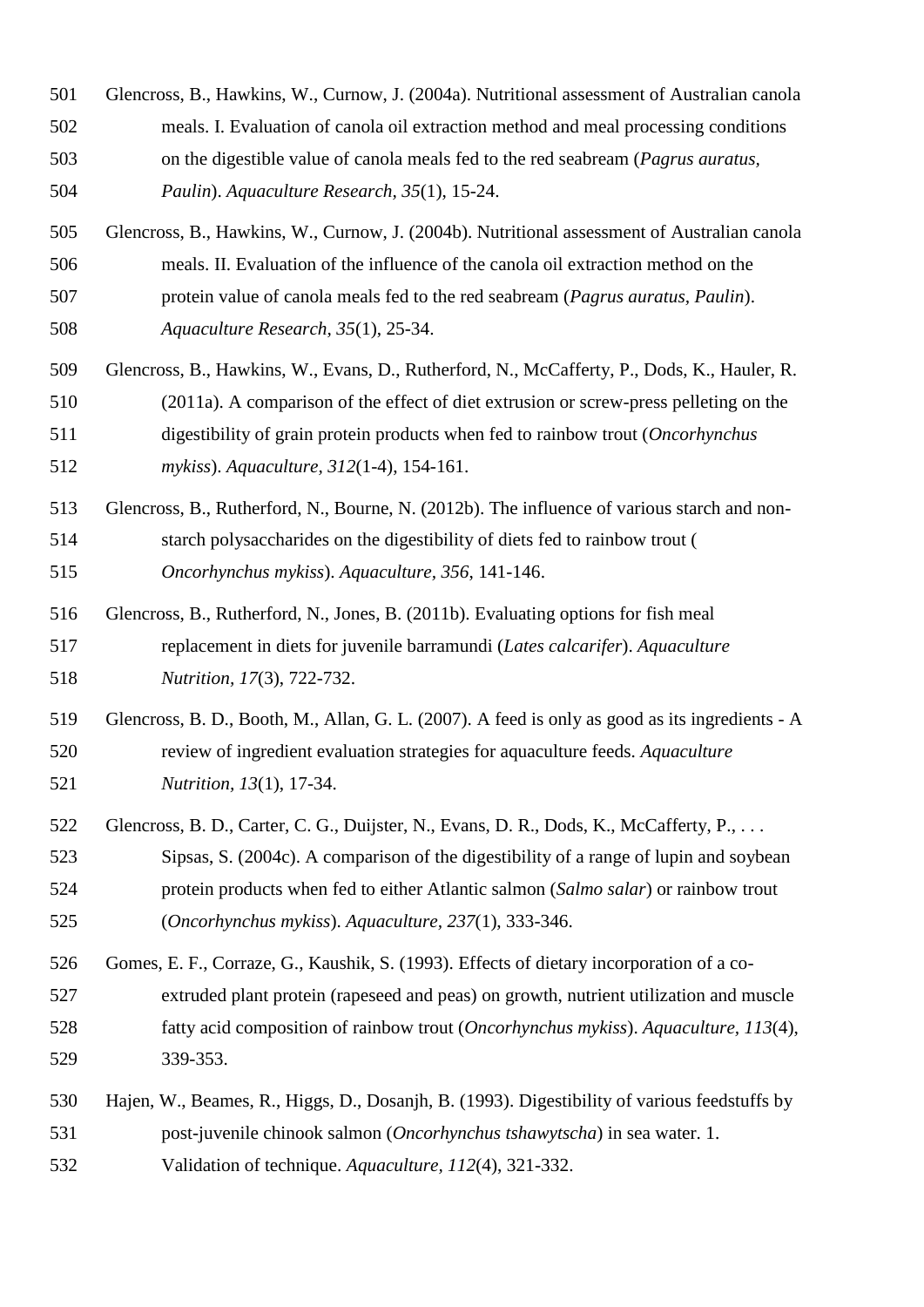Glencross, B., Hawkins, W., Curnow, J. (2004a). Nutritional assessment of Australian canola meals. I. Evaluation of canola oil extraction method and meal processing conditions on the digestible value of canola meals fed to the red seabream (*Pagrus auratus, Paulin*). *Aquaculture Research, 35*(1), 15-24.

Glencross, B., Hawkins, W., Curnow, J. (2004b). Nutritional assessment of Australian canola meals. II. Evaluation of the influence of the canola oil extraction method on the protein value of canola meals fed to the red seabream (*Pagrus auratus, Paulin*). *Aquaculture Research, 35*(1), 25-34.

Glencross, B., Hawkins, W., Evans, D., Rutherford, N., McCafferty, P., Dods, K., Hauler, R. (2011a). A comparison of the effect of diet extrusion or screw-press pelleting on the digestibility of grain protein products when fed to rainbow trout (*Oncorhynchus mykiss*). *Aquaculture, 312*(1-4), 154-161.

Glencross, B., Rutherford, N., Bourne, N. (2012b). The influence of various starch and non-starch polysaccharides on the digestibility of diets fed to rainbow trout ( *Oncorhynchus mykiss*). *Aquaculture, 356*, 141-146.

Glencross, B., Rutherford, N., Jones, B. (2011b). Evaluating options for fish meal replacement in diets for juvenile barramundi (*Lates calcarifer*). *Aquaculture Nutrition, 17*(3), 722-732.

Glencross, B. D., Booth, M., Allan, G. L. (2007). A feed is only as good as its ingredients - A review of ingredient evaluation strategies for aquaculture feeds. *Aquaculture Nutrition, 13*(1), 17-34.

Glencross, B. D., Carter, C. G., Duijster, N., Evans, D. R., Dods, K., McCafferty, P., . . . Sipsas, S. (2004c). A comparison of the digestibility of a range of lupin and soybean protein products when fed to either Atlantic salmon (*Salmo salar*) or rainbow trout (*Oncorhynchus mykiss*). *Aquaculture, 237*(1), 333-346.

Gomes, E. F., Corraze, G., Kaushik, S. (1993). Effects of dietary incorporation of a co-extruded plant protein (rapeseed and peas) on growth, nutrient utilization and muscle fatty acid composition of rainbow trout (*Oncorhynchus mykiss*). *Aquaculture, 113*(4), 339-353.

Hajen, W., Beames, R., Higgs, D., Dosanjh, B. (1993). Digestibility of various feedstuffs by post-juvenile chinook salmon (*Oncorhynchus tshawytscha*) in sea water. 1. Validation of technique. *Aquaculture, 112*(4), 321-332.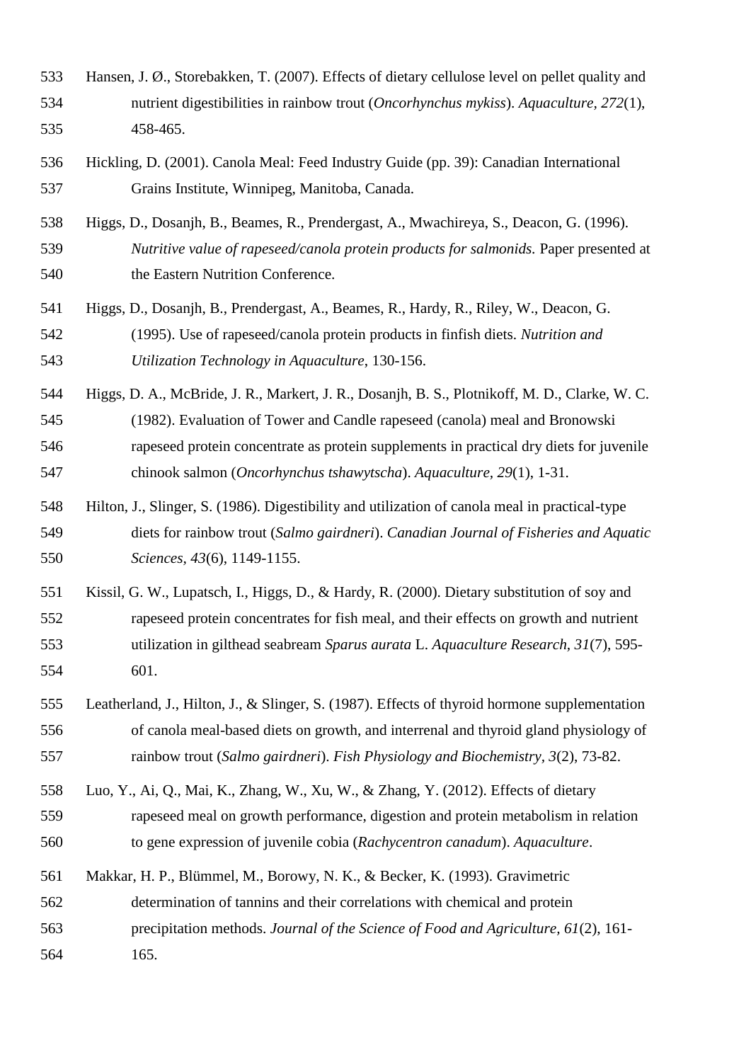Hansen, J. Ø., Storebakken, T. (2007). Effects of dietary cellulose level on pellet quality and nutrient digestibilities in rainbow trout (*Oncorhynchus mykiss*). *Aquaculture, 272*(1), 458-465.

Hickling, D. (2001). Canola Meal: Feed Industry Guide (pp. 39): Canadian International Grains Institute, Winnipeg, Manitoba, Canada.

Higgs, D., Dosanjh, B., Beames, R., Prendergast, A., Mwachireya, S., Deacon, G. (1996). *Nutritive value of rapeseed/canola protein products for salmonids.* Paper presented at the Eastern Nutrition Conference.

Higgs, D., Dosanjh, B., Prendergast, A., Beames, R., Hardy, R., Riley, W., Deacon, G. (1995). Use of rapeseed/canola protein products in finfish diets. *Nutrition and Utilization Technology in Aquaculture*, 130-156.

Higgs, D. A., McBride, J. R., Markert, J. R., Dosanjh, B. S., Plotnikoff, M. D., Clarke, W. C. (1982). Evaluation of Tower and Candle rapeseed (canola) meal and Bronowski rapeseed protein concentrate as protein supplements in practical dry diets for juvenile chinook salmon (*Oncorhynchus tshawytscha*). *Aquaculture, 29*(1), 1-31.

Hilton, J., Slinger, S. (1986). Digestibility and utilization of canola meal in practical-type diets for rainbow trout (*Salmo gairdneri*). *Canadian Journal of Fisheries and Aquatic Sciences, 43*(6), 1149-1155.

Kissil, G. W., Lupatsch, I., Higgs, D., & Hardy, R. (2000). Dietary substitution of soy and rapeseed protein concentrates for fish meal, and their effects on growth and nutrient utilization in gilthead seabream *Sparus aurata* L. *Aquaculture Research, 31*(7), 595-601.

Leatherland, J., Hilton, J., & Slinger, S. (1987). Effects of thyroid hormone supplementation of canola meal-based diets on growth, and interrenal and thyroid gland physiology of rainbow trout (*Salmo gairdneri*). *Fish Physiology and Biochemistry, 3*(2), 73-82.

Luo, Y., Ai, Q., Mai, K., Zhang, W., Xu, W., & Zhang, Y. (2012). Effects of dietary rapeseed meal on growth performance, digestion and protein metabolism in relation to gene expression of juvenile cobia (*Rachycentron canadum*). *Aquaculture*.

Makkar, H. P., Blümmel, M., Borowy, N. K., & Becker, K. (1993). Gravimetric determination of tannins and their correlations with chemical and protein precipitation methods. *Journal of the Science of Food and Agriculture, 61*(2), 161-165.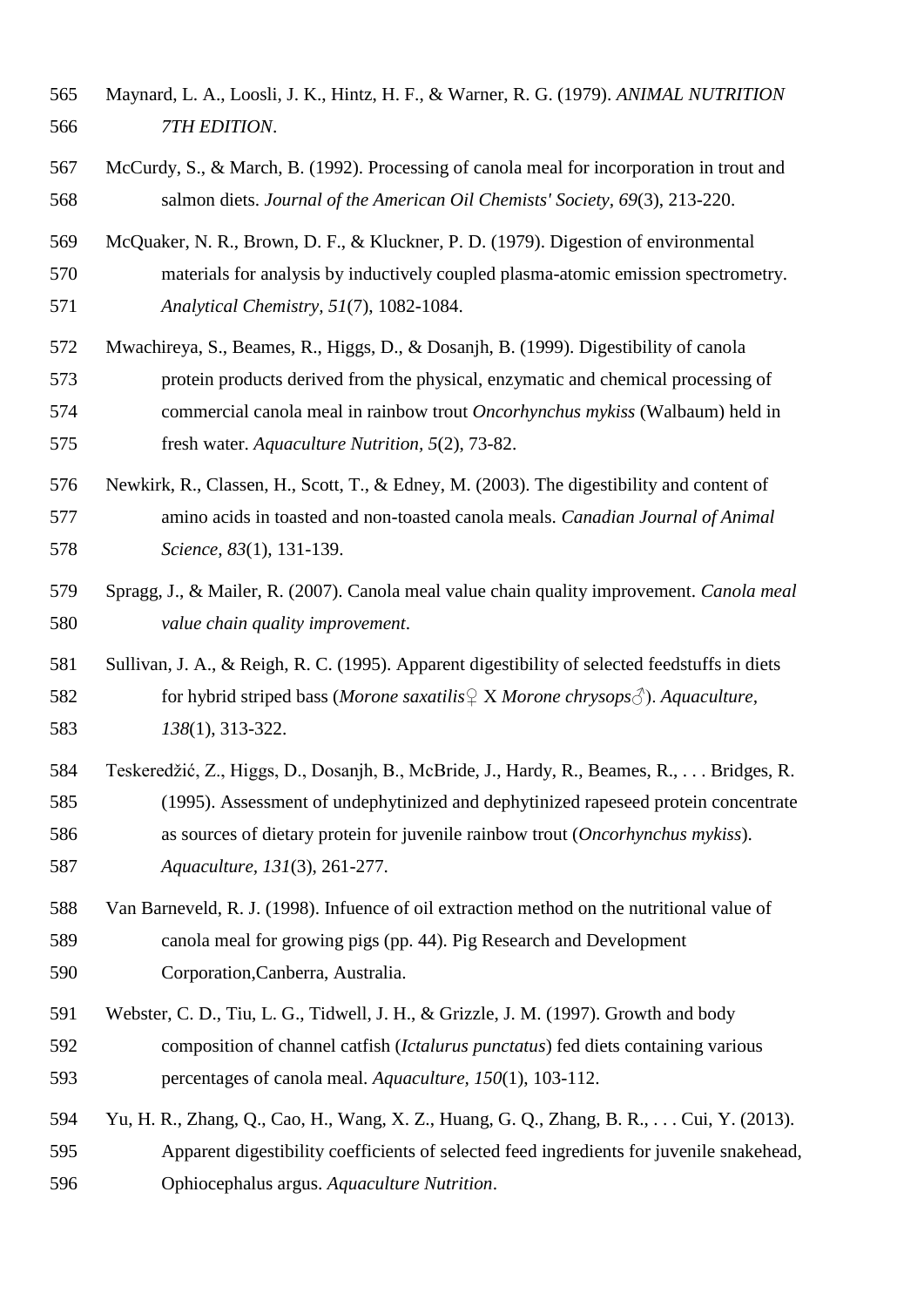Maynard, L. A., Loosli, J. K., Hintz, H. F., & Warner, R. G. (1979). *ANIMAL NUTRITION 7TH EDITION*.

McCurdy, S., & March, B. (1992). Processing of canola meal for incorporation in trout and salmon diets. *Journal of the American Oil Chemists' Society, 69*(3), 213-220.

McQuaker, N. R., Brown, D. F., & Kluckner, P. D. (1979). Digestion of environmental materials for analysis by inductively coupled plasma-atomic emission spectrometry. *Analytical Chemistry, 51*(7), 1082-1084.

Mwachireya, S., Beames, R., Higgs, D., & Dosanjh, B. (1999). Digestibility of canola protein products derived from the physical, enzymatic and chemical processing of commercial canola meal in rainbow trout *Oncorhynchus mykiss* (Walbaum) held in fresh water. *Aquaculture Nutrition, 5*(2), 73-82.

Newkirk, R., Classen, H., Scott, T., & Edney, M. (2003). The digestibility and content of amino acids in toasted and non-toasted canola meals. *Canadian Journal of Animal Science, 83*(1), 131-139.

Spragg, J., & Mailer, R. (2007). Canola meal value chain quality improvement. *Canola meal value chain quality improvement*.

Sullivan, J. A., & Reigh, R. C. (1995). Apparent digestibility of selected feedstuffs in diets for hybrid striped bass (*Morone saxatilis*♀ X *Morone chrysops*♂). *Aquaculture, 138*(1), 313-322.

Teskeredžić, Z., Higgs, D., Dosanjh, B., McBride, J., Hardy, R., Beames, R., . . . Bridges, R. (1995). Assessment of undephytinized and dephytinized rapeseed protein concentrate as sources of dietary protein for juvenile rainbow trout (*Oncorhynchus mykiss*). *Aquaculture, 131*(3), 261-277.

Van Barneveld, R. J. (1998). Infuence of oil extraction method on the nutritional value of canola meal for growing pigs (pp. 44). Pig Research and Development Corporation,Canberra, Australia.

Webster, C. D., Tiu, L. G., Tidwell, J. H., & Grizzle, J. M. (1997). Growth and body composition of channel catfish (*Ictalurus punctatus*) fed diets containing various percentages of canola meal. *Aquaculture, 150*(1), 103-112.

Yu, H. R., Zhang, Q., Cao, H., Wang, X. Z., Huang, G. Q., Zhang, B. R., . . . Cui, Y. (2013). Apparent digestibility coefficients of selected feed ingredients for juvenile snakehead, Ophiocephalus argus. *Aquaculture Nutrition*.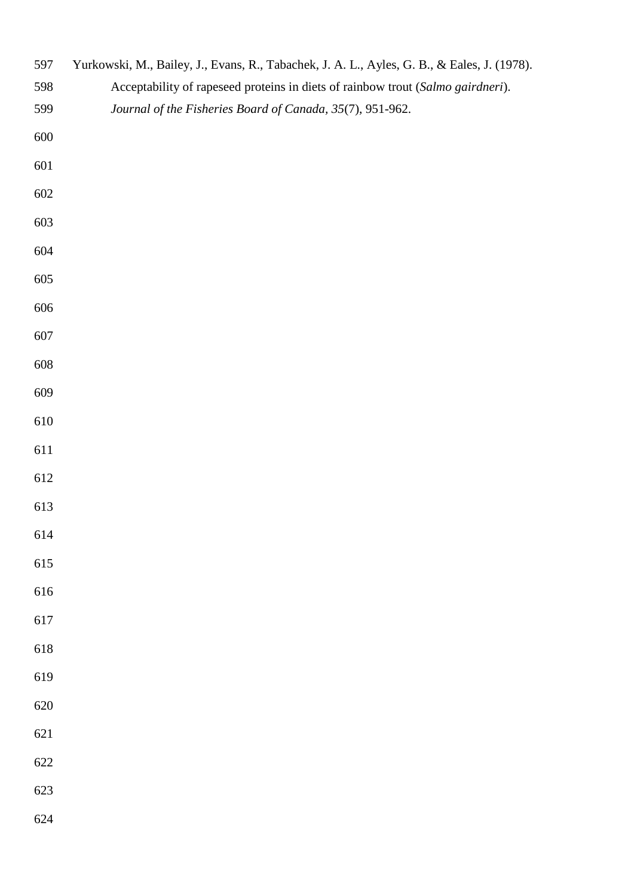Yurkowski, M., Bailey, J., Evans, R., Tabachek, J. A. L., Ayles, G. B., & Eales, J. (1978). Acceptability of rapeseed proteins in diets of rainbow trout (*Salmo gairdneri*). *Journal of the Fisheries Board of Canada*, *35*(7), 951-962.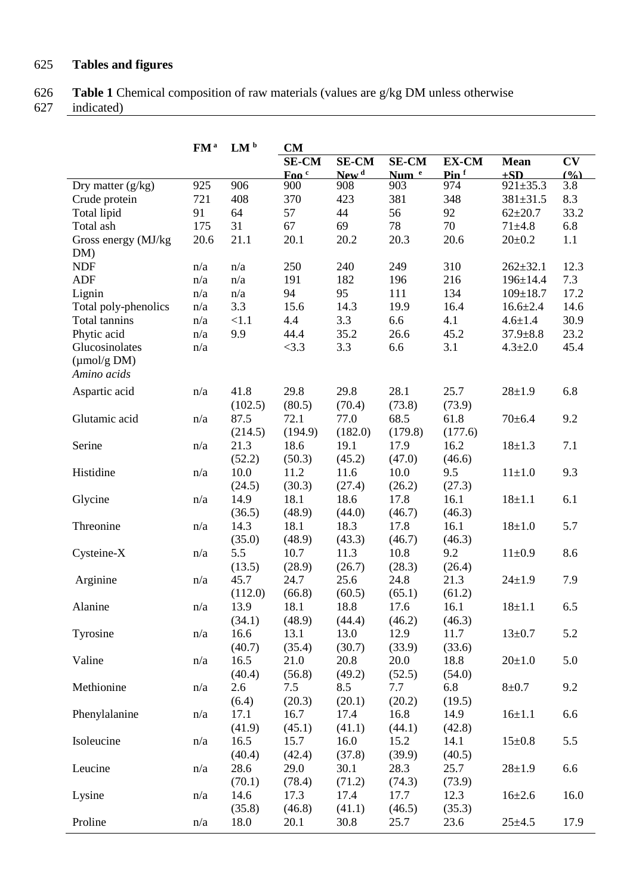# Tables and figures

**Table 1** Chemical composition of raw materials (values are g/kg DM unless otherwise indicated)

| | FM [a] | LM [b] | CM | | | | | |
|---|---|---|---|---|---|---|---|---|
| | | | SE-CM Foo [c] | SE-CM New [d] | SE-CM Num [e] | EX-CM Pin [f] | Mean ±SD | CV (%) |
| Dry matter (g/kg) | 925 | 906 | 900 | 908 | 903 | 974 | 921±35.3 | 3.8 |
| Crude protein | 721 | 408 | 370 | 423 | 381 | 348 | 381±31.5 | 8.3 |
| Total lipid | 91 | 64 | 57 | 44 | 56 | 92 | 62±20.7 | 33.2 |
| Total ash | 175 | 31 | 67 | 69 | 78 | 70 | 71±4.8 | 6.8 |
| Gross energy (MJ/kg DM) | 20.6 | 21.1 | 20.1 | 20.2 | 20.3 | 20.6 | 20±0.2 | 1.1 |
| NDF | n/a | n/a | 250 | 240 | 249 | 310 | 262±32.1 | 12.3 |
| ADF | n/a | n/a | 191 | 182 | 196 | 216 | 196±14.4 | 7.3 |
| Lignin | n/a | n/a | 94 | 95 | 111 | 134 | 109±18.7 | 17.2 |
| Total poly-phenolics | n/a | 3.3 | 15.6 | 14.3 | 19.9 | 16.4 | 16.6±2.4 | 14.6 |
| Total tannins | n/a | <1.1 | 4.4 | 3.3 | 6.6 | 4.1 | 4.6±1.4 | 30.9 |
| Phytic acid | n/a | 9.9 | 44.4 | 35.2 | 26.6 | 45.2 | 37.9±8.8 | 23.2 |
| Glucosinolates (µmol/g DM) | n/a | | <3.3 | 3.3 | 6.6 | 3.1 | 4.3±2.0 | 45.4 |
| *Amino acids* | | | | | | | | |
| Aspartic acid | n/a | 41.8 (102.5) | 29.8 (80.5) | 29.8 (70.4) | 28.1 (73.8) | 25.7 (73.9) | 28±1.9 | 6.8 |
| Glutamic acid | n/a | 87.5 (214.5) | 72.1 (194.9) | 77.0 (182.0) | 68.5 (179.8) | 61.8 (177.6) | 70±6.4 | 9.2 |
| Serine | n/a | 21.3 (52.2) | 18.6 (50.3) | 19.1 (45.2) | 17.9 (47.0) | 16.2 (46.6) | 18±1.3 | 7.1 |
| Histidine | n/a | 10.0 (24.5) | 11.2 (30.3) | 11.6 (27.4) | 10.0 (26.2) | 9.5 (27.3) | 11±1.0 | 9.3 |
| Glycine | n/a | 14.9 (36.5) | 18.1 (48.9) | 18.6 (44.0) | 17.8 (46.7) | 16.1 (46.3) | 18±1.1 | 6.1 |
| Threonine | n/a | 14.3 (35.0) | 18.1 (48.9) | 18.3 (43.3) | 17.8 (46.7) | 16.1 (46.3) | 18±1.0 | 5.7 |
| Cysteine-X | n/a | 5.5 (13.5) | 10.7 (28.9) | 11.3 (26.7) | 10.8 (28.3) | 9.2 (26.4) | 11±0.9 | 8.6 |
| Arginine | n/a | 45.7 (112.0) | 24.7 (66.8) | 25.6 (60.5) | 24.8 (65.1) | 21.3 (61.2) | 24±1.9 | 7.9 |
| Alanine | n/a | 13.9 (34.1) | 18.1 (48.9) | 18.8 (44.4) | 17.6 (46.2) | 16.1 (46.3) | 18±1.1 | 6.5 |
| Tyrosine | n/a | 16.6 (40.7) | 13.1 (35.4) | 13.0 (30.7) | 12.9 (33.9) | 11.7 (33.6) | 13±0.7 | 5.2 |
| Valine | n/a | 16.5 (40.4) | 21.0 (56.8) | 20.8 (49.2) | 20.0 (52.5) | 18.8 (54.0) | 20±1.0 | 5.0 |
| Methionine | n/a | 2.6 (6.4) | 7.5 (20.3) | 8.5 (20.1) | 7.7 (20.2) | 6.8 (19.5) | 8±0.7 | 9.2 |
| Phenylalanine | n/a | 17.1 (41.9) | 16.7 (45.1) | 17.4 (41.1) | 16.8 (44.1) | 14.9 (42.8) | 16±1.1 | 6.6 |
| Isoleucine | n/a | 16.5 (40.4) | 15.7 (42.4) | 16.0 (37.8) | 15.2 (39.9) | 14.1 (40.5) | 15±0.8 | 5.5 |
| Leucine | n/a | 28.6 (70.1) | 29.0 (78.4) | 30.1 (71.2) | 28.3 (74.3) | 25.7 (73.9) | 28±1.9 | 6.6 |
| Lysine | n/a | 14.6 (35.8) | 17.3 (46.8) | 17.4 (41.1) | 17.7 (46.5) | 12.3 (35.3) | 16±2.6 | 16.0 |
| Proline | n/a | 18.0 | 20.1 | 30.8 | 25.7 | 23.6 | 25±4.5 | 17.9 |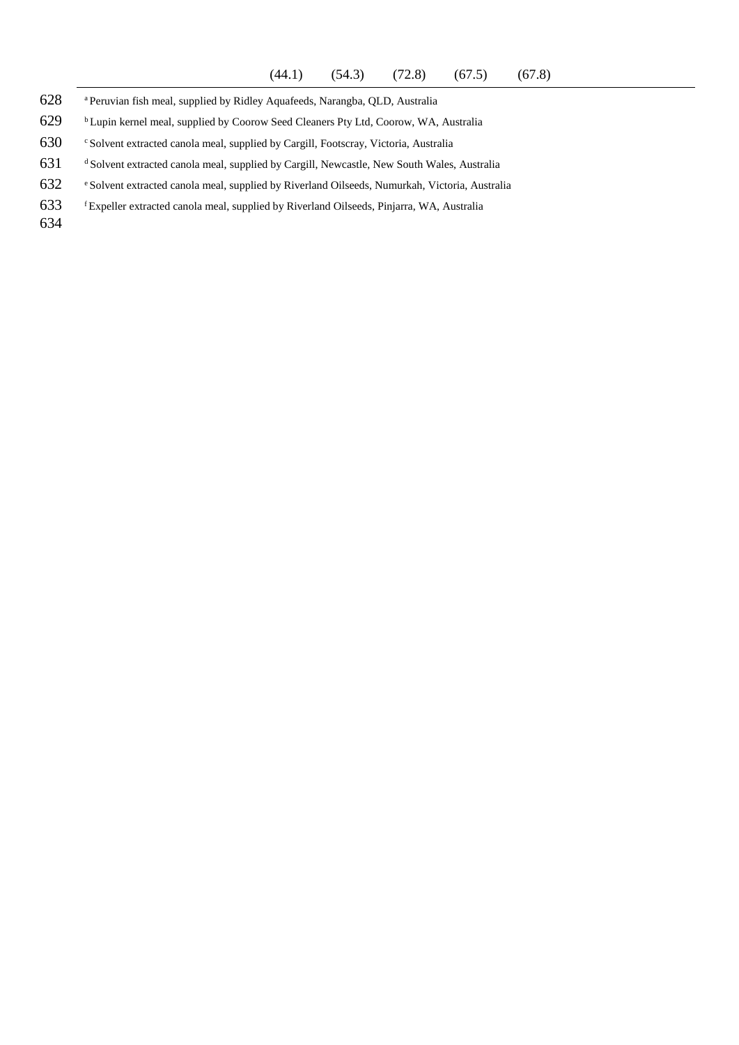| | | | | |
|---|---|---|---|---|
| (44.1) | (54.3) | (72.8) | (67.5) | (67.8) |

[a] Peruvian fish meal, supplied by Ridley Aquafeeds, Narangba, QLD, Australia

[b] Lupin kernel meal, supplied by Coorow Seed Cleaners Pty Ltd, Coorow, WA, Australia

[c] Solvent extracted canola meal, supplied by Cargill, Footscray, Victoria, Australia

[d] Solvent extracted canola meal, supplied by Cargill, Newcastle, New South Wales, Australia

[e] Solvent extracted canola meal, supplied by Riverland Oilseeds, Numurkah, Victoria, Australia

[f] Expeller extracted canola meal, supplied by Riverland Oilseeds, Pinjarra, WA, Australia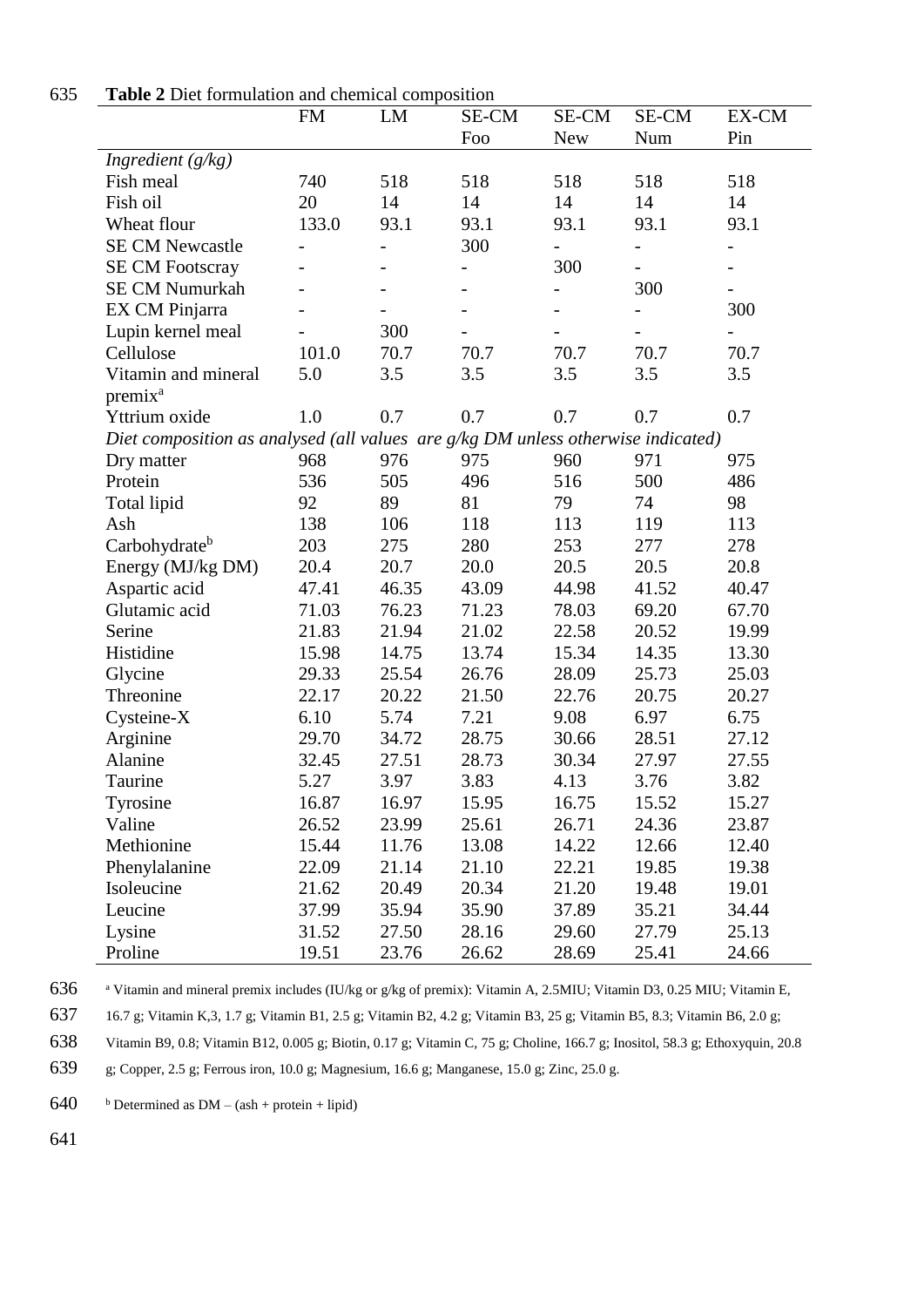**Table 2** Diet formulation and chemical composition

| | FM | LM | SE-CM Foo | SE-CM New | SE-CM Num | EX-CM Pin |
|---|---|---|---|---|---|---|
| *Ingredient (g/kg)* | | | | | | |
| Fish meal | 740 | 518 | 518 | 518 | 518 | 518 |
| Fish oil | 20 | 14 | 14 | 14 | 14 | 14 |
| Wheat flour | 133.0 | 93.1 | 93.1 | 93.1 | 93.1 | 93.1 |
| SE CM Newcastle | - | - | 300 | - | - | - |
| SE CM Footscray | - | - | - | 300 | - | - |
| SE CM Numurkah | - | - | - | - | 300 | - |
| EX CM Pinjarra | - | - | - | - | - | 300 |
| Lupin kernel meal | - | 300 | - | - | - | - |
| Cellulose | 101.0 | 70.7 | 70.7 | 70.7 | 70.7 | 70.7 |
| Vitamin and mineral premix[a] | 5.0 | 3.5 | 3.5 | 3.5 | 3.5 | 3.5 |
| Yttrium oxide | 1.0 | 0.7 | 0.7 | 0.7 | 0.7 | 0.7 |
| *Diet composition as analysed (all values are g/kg DM unless otherwise indicated)* | | | | | | |
| Dry matter | 968 | 976 | 975 | 960 | 971 | 975 |
| Protein | 536 | 505 | 496 | 516 | 500 | 486 |
| Total lipid | 92 | 89 | 81 | 79 | 74 | 98 |
| Ash | 138 | 106 | 118 | 113 | 119 | 113 |
| Carbohydrate[b] | 203 | 275 | 280 | 253 | 277 | 278 |
| Energy (MJ/kg DM) | 20.4 | 20.7 | 20.0 | 20.5 | 20.5 | 20.8 |
| Aspartic acid | 47.41 | 46.35 | 43.09 | 44.98 | 41.52 | 40.47 |
| Glutamic acid | 71.03 | 76.23 | 71.23 | 78.03 | 69.20 | 67.70 |
| Serine | 21.83 | 21.94 | 21.02 | 22.58 | 20.52 | 19.99 |
| Histidine | 15.98 | 14.75 | 13.74 | 15.34 | 14.35 | 13.30 |
| Glycine | 29.33 | 25.54 | 26.76 | 28.09 | 25.73 | 25.03 |
| Threonine | 22.17 | 20.22 | 21.50 | 22.76 | 20.75 | 20.27 |
| Cysteine-X | 6.10 | 5.74 | 7.21 | 9.08 | 6.97 | 6.75 |
| Arginine | 29.70 | 34.72 | 28.75 | 30.66 | 28.51 | 27.12 |
| Alanine | 32.45 | 27.51 | 28.73 | 30.34 | 27.97 | 27.55 |
| Taurine | 5.27 | 3.97 | 3.83 | 4.13 | 3.76 | 3.82 |
| Tyrosine | 16.87 | 16.97 | 15.95 | 16.75 | 15.52 | 15.27 |
| Valine | 26.52 | 23.99 | 25.61 | 26.71 | 24.36 | 23.87 |
| Methionine | 15.44 | 11.76 | 13.08 | 14.22 | 12.66 | 12.40 |
| Phenylalanine | 22.09 | 21.14 | 21.10 | 22.21 | 19.85 | 19.38 |
| Isoleucine | 21.62 | 20.49 | 20.34 | 21.20 | 19.48 | 19.01 |
| Leucine | 37.99 | 35.94 | 35.90 | 37.89 | 35.21 | 34.44 |
| Lysine | 31.52 | 27.50 | 28.16 | 29.60 | 27.79 | 25.13 |
| Proline | 19.51 | 23.76 | 26.62 | 28.69 | 25.41 | 24.66 |

[a] Vitamin and mineral premix includes (IU/kg or g/kg of premix): Vitamin A, 2.5MIU; Vitamin D3, 0.25 MIU; Vitamin E, 16.7 g; Vitamin K,3, 1.7 g; Vitamin B1, 2.5 g; Vitamin B2, 4.2 g; Vitamin B3, 25 g; Vitamin B5, 8.3; Vitamin B6, 2.0 g; Vitamin B9, 0.8; Vitamin B12, 0.005 g; Biotin, 0.17 g; Vitamin C, 75 g; Choline, 166.7 g; Inositol, 58.3 g; Ethoxyquin, 20.8 g; Copper, 2.5 g; Ferrous iron, 10.0 g; Magnesium, 16.6 g; Manganese, 15.0 g; Zinc, 25.0 g.

[b] Determined as DM – (ash + protein + lipid)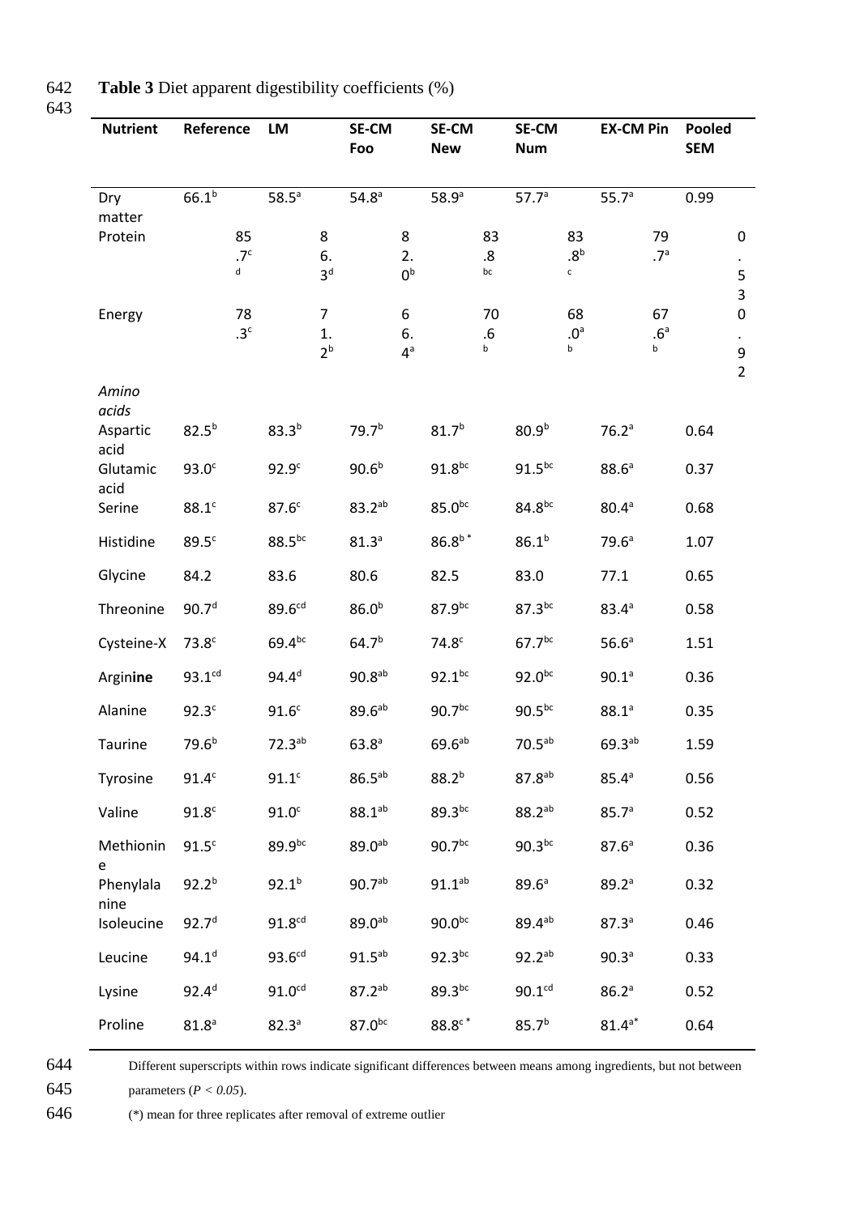**Table 3** Diet apparent digestibility coefficients (%)

| Nutrient | Reference | LM | SE-CM Foo | SE-CM New | SE-CM Num | EX-CM Pin | Pooled SEM |
|---|---|---|---|---|---|---|---|
| Dry matter | 66.1$^{b}$ | 58.5$^{a}$ | 54.8$^{a}$ | 58.9$^{a}$ | 57.7$^{a}$ | 55.7$^{a}$ | 0.99 |
| Protein | 85.7$^{cd}$ | 86.3$^{d}$ | 82.0$^{b}$ | 83.8$^{bc}$ | 83.8$^{bc}$ | 79.7$^{a}$ | 0.53 |
| Energy | 78.3$^{c}$ | 71.2$^{b}$ | 66.4$^{a}$ | 70.6$^{b}$ | 68.0$^{ab}$ | 67.6$^{ab}$ | 0.92 |
| *Amino acids* | | | | | | | |
| Aspartic acid | 82.5$^{b}$ | 83.3$^{b}$ | 79.7$^{b}$ | 81.7$^{b}$ | 80.9$^{b}$ | 76.2$^{a}$ | 0.64 |
| Glutamic acid | 93.0$^{c}$ | 92.9$^{c}$ | 90.6$^{b}$ | 91.8$^{bc}$ | 91.5$^{bc}$ | 88.6$^{a}$ | 0.37 |
| Serine | 88.1$^{c}$ | 87.6$^{c}$ | 83.2$^{ab}$ | 85.0$^{bc}$ | 84.8$^{bc}$ | 80.4$^{a}$ | 0.68 |
| Histidine | 89.5$^{c}$ | 88.5$^{bc}$ | 81.3$^{a}$ | 86.8$^{b}$* | 86.1$^{b}$ | 79.6$^{a}$ | 1.07 |
| Glycine | 84.2 | 83.6 | 80.6 | 82.5 | 83.0 | 77.1 | 0.65 |
| Threonine | 90.7$^{d}$ | 89.6$^{cd}$ | 86.0$^{b}$ | 87.9$^{bc}$ | 87.3$^{bc}$ | 83.4$^{a}$ | 0.58 |
| Cysteine-X | 73.8$^{c}$ | 69.4$^{bc}$ | 64.7$^{b}$ | 74.8$^{c}$ | 67.7$^{bc}$ | 56.6$^{a}$ | 1.51 |
| Arginine | 93.1$^{cd}$ | 94.4$^{d}$ | 90.8$^{ab}$ | 92.1$^{bc}$ | 92.0$^{bc}$ | 90.1$^{a}$ | 0.36 |
| Alanine | 92.3$^{c}$ | 91.6$^{c}$ | 89.6$^{ab}$ | 90.7$^{bc}$ | 90.5$^{bc}$ | 88.1$^{a}$ | 0.35 |
| Taurine | 79.6$^{b}$ | 72.3$^{ab}$ | 63.8$^{a}$ | 69.6$^{ab}$ | 70.5$^{ab}$ | 69.3$^{ab}$ | 1.59 |
| Tyrosine | 91.4$^{c}$ | 91.1$^{c}$ | 86.5$^{ab}$ | 88.2$^{b}$ | 87.8$^{ab}$ | 85.4$^{a}$ | 0.56 |
| Valine | 91.8$^{c}$ | 91.0$^{c}$ | 88.1$^{ab}$ | 89.3$^{bc}$ | 88.2$^{ab}$ | 85.7$^{a}$ | 0.52 |
| Methionine | 91.5$^{c}$ | 89.9$^{bc}$ | 89.0$^{ab}$ | 90.7$^{bc}$ | 90.3$^{bc}$ | 87.6$^{a}$ | 0.36 |
| Phenylalanine | 92.2$^{b}$ | 92.1$^{b}$ | 90.7$^{ab}$ | 91.1$^{ab}$ | 89.6$^{a}$ | 89.2$^{a}$ | 0.32 |
| Isoleucine | 92.7$^{d}$ | 91.8$^{cd}$ | 89.0$^{ab}$ | 90.0$^{bc}$ | 89.4$^{ab}$ | 87.3$^{a}$ | 0.46 |
| Leucine | 94.1$^{d}$ | 93.6$^{cd}$ | 91.5$^{ab}$ | 92.3$^{bc}$ | 92.2$^{ab}$ | 90.3$^{a}$ | 0.33 |
| Lysine | 92.4$^{d}$ | 91.0$^{cd}$ | 87.2$^{ab}$ | 89.3$^{bc}$ | 90.1$^{cd}$ | 86.2$^{a}$ | 0.52 |
| Proline | 81.8$^{a}$ | 82.3$^{a}$ | 87.0$^{bc}$ | 88.8$^{c}$* | 85.7$^{b}$ | 81.4$^{a}$* | 0.64 |

Different superscripts within rows indicate significant differences between means among ingredients, but not between parameters ($P < 0.05$).

(*) mean for three replicates after removal of extreme outlier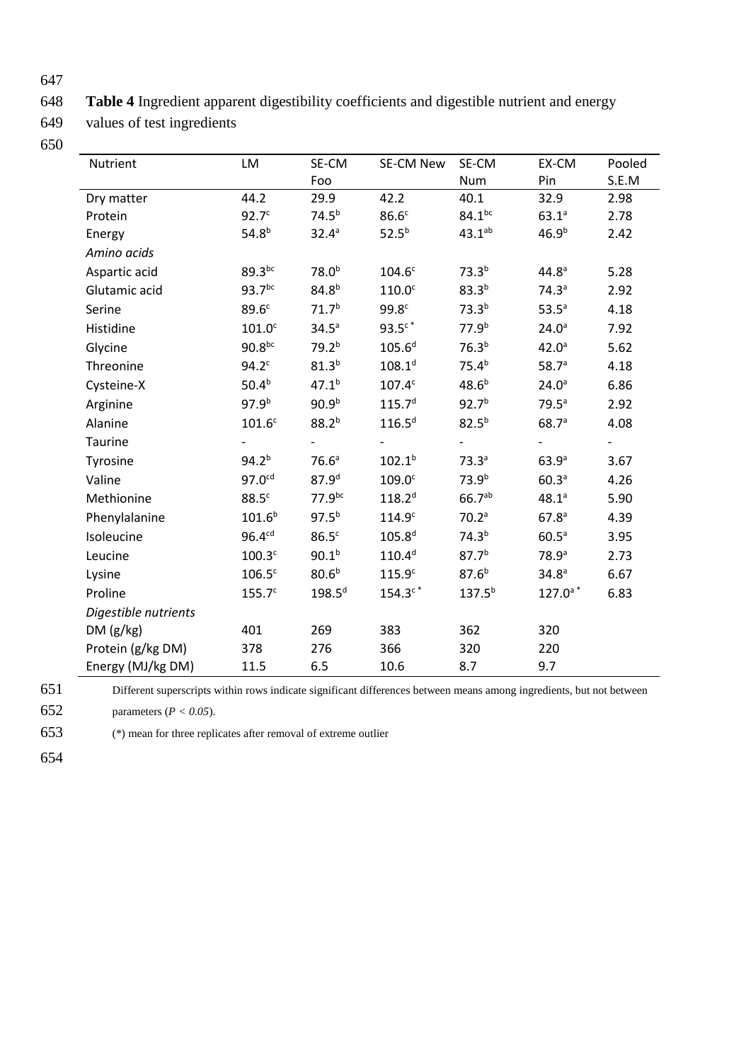**Table 4** Ingredient apparent digestibility coefficients and digestible nutrient and energy values of test ingredients

| Nutrient | LM | SE-CM Foo | SE-CM New | SE-CM Num | EX-CM Pin | Pooled S.E.M |
|---|---|---|---|---|---|---|
| Dry matter | 44.2 | 29.9 | 42.2 | 40.1 | 32.9 | 2.98 |
| Protein | $92.7^{c}$ | $74.5^{b}$ | $86.6^{c}$ | $84.1^{bc}$ | $63.1^{a}$ | 2.78 |
| Energy | $54.8^{b}$ | $32.4^{a}$ | $52.5^{b}$ | $43.1^{ab}$ | $46.9^{b}$ | 2.42 |
| *Amino acids* | | | | | | |
| Aspartic acid | $89.3^{bc}$ | $78.0^{b}$ | $104.6^{c}$ | $73.3^{b}$ | $44.8^{a}$ | 5.28 |
| Glutamic acid | $93.7^{bc}$ | $84.8^{b}$ | $110.0^{c}$ | $83.3^{b}$ | $74.3^{a}$ | 2.92 |
| Serine | $89.6^{c}$ | $71.7^{b}$ | $99.8^{c}$ | $73.3^{b}$ | $53.5^{a}$ | 4.18 |
| Histidine | $101.0^{c}$ | $34.5^{a}$ | $93.5^{c*}$ | $77.9^{b}$ | $24.0^{a}$ | 7.92 |
| Glycine | $90.8^{bc}$ | $79.2^{b}$ | $105.6^{d}$ | $76.3^{b}$ | $42.0^{a}$ | 5.62 |
| Threonine | $94.2^{c}$ | $81.3^{b}$ | $108.1^{d}$ | $75.4^{b}$ | $58.7^{a}$ | 4.18 |
| Cysteine-X | $50.4^{b}$ | $47.1^{b}$ | $107.4^{c}$ | $48.6^{b}$ | $24.0^{a}$ | 6.86 |
| Arginine | $97.9^{b}$ | $90.9^{b}$ | $115.7^{d}$ | $92.7^{b}$ | $79.5^{a}$ | 2.92 |
| Alanine | $101.6^{c}$ | $88.2^{b}$ | $116.5^{d}$ | $82.5^{b}$ | $68.7^{a}$ | 4.08 |
| Taurine | - | - | - | - | - | - |
| Tyrosine | $94.2^{b}$ | $76.6^{a}$ | $102.1^{b}$ | $73.3^{a}$ | $63.9^{a}$ | 3.67 |
| Valine | $97.0^{cd}$ | $87.9^{d}$ | $109.0^{c}$ | $73.9^{b}$ | $60.3^{a}$ | 4.26 |
| Methionine | $88.5^{c}$ | $77.9^{bc}$ | $118.2^{d}$ | $66.7^{ab}$ | $48.1^{a}$ | 5.90 |
| Phenylalanine | $101.6^{b}$ | $97.5^{b}$ | $114.9^{c}$ | $70.2^{a}$ | $67.8^{a}$ | 4.39 |
| Isoleucine | $96.4^{cd}$ | $86.5^{c}$ | $105.8^{d}$ | $74.3^{b}$ | $60.5^{a}$ | 3.95 |
| Leucine | $100.3^{c}$ | $90.1^{b}$ | $110.4^{d}$ | $87.7^{b}$ | $78.9^{a}$ | 2.73 |
| Lysine | $106.5^{c}$ | $80.6^{b}$ | $115.9^{c}$ | $87.6^{b}$ | $34.8^{a}$ | 6.67 |
| Proline | $155.7^{c}$ | $198.5^{d}$ | $154.3^{c*}$ | $137.5^{b}$ | $127.0^{a*}$ | 6.83 |
| *Digestible nutrients* | | | | | | |
| DM (g/kg) | 401 | 269 | 383 | 362 | 320 | |
| Protein (g/kg DM) | 378 | 276 | 366 | 320 | 220 | |
| Energy (MJ/kg DM) | 11.5 | 6.5 | 10.6 | 8.7 | 9.7 | |

Different superscripts within rows indicate significant differences between means among ingredients, but not between parameters ($P < 0.05$).

(*) mean for three replicates after removal of extreme outlier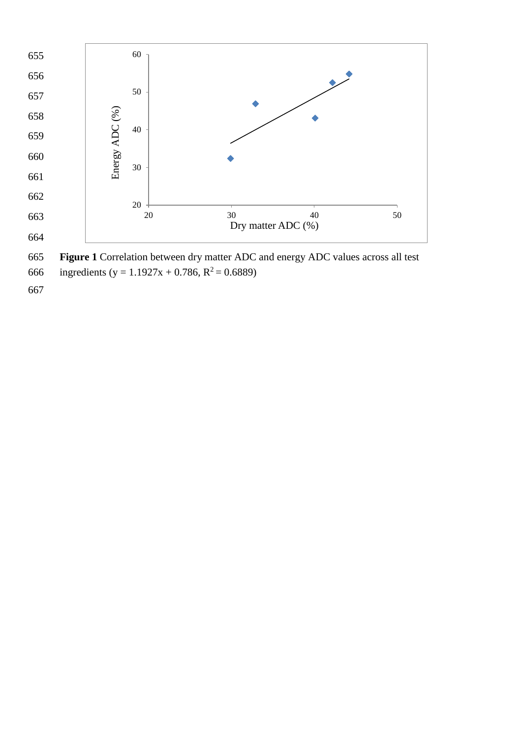60
50
40
30
20
Energy ADC (%)
20
30
40
50
Dry matter ADC (%)

**Figure 1** Correlation between dry matter ADC and energy ADC values across all test ingredients ($y = 1.1927x + 0.786$, $R^2 = 0.6889$)